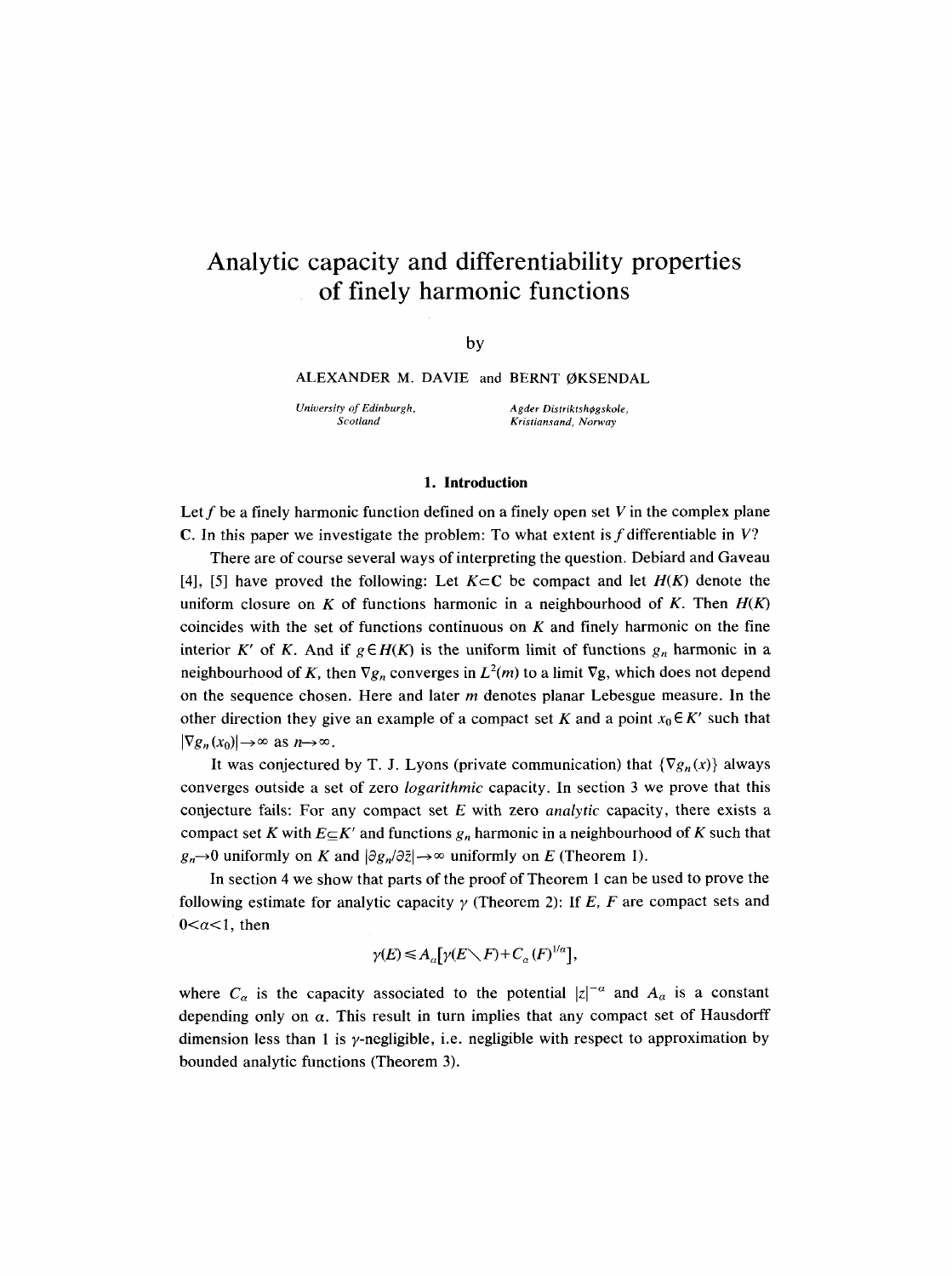# Analytic capacity and differentiability properties of finely harmonic functions

by

ALEXANDER M. DAVIE and BERNT ØKSENDAL

*University of Edinburgh, Scotland*

*Agder Distriktshøgskole, Kristiansand, Norway*

## 1. Introduction

Let $f$ be a finely harmonic function defined on a finely open set $V$ in the complex plane $\mathbf{C}$. In this paper we investigate the problem: To what extent is $f$ differentiable in $V$?

There are of course several ways of interpreting the question. Debiard and Gaveau [4], [5] have proved the following: Let $K \subset \mathbf{C}$ be compact and let $H(K)$ denote the uniform closure on $K$ of functions harmonic in a neighbourhood of $K$. Then $H(K)$ coincides with the set of functions continuous on $K$ and finely harmonic on the fine interior $K'$ of $K$. And if $g \in H(K)$ is the uniform limit of functions $g_n$ harmonic in a neighbourhood of $K$, then $\nabla g_n$ converges in $L^2(m)$ to a limit $\nabla g$, which does not depend on the sequence chosen. Here and later $m$ denotes planar Lebesgue measure. In the other direction they give an example of a compact set $K$ and a point $x_0 \in K'$ such that $|\nabla g_n(x_0)| \to \infty$ as $n \to \infty$.

It was conjectured by T. J. Lyons (private communication) that $\{\nabla g_n(x)\}$ always converges outside a set of zero *logarithmic* capacity. In section 3 we prove that this conjecture fails: For any compact set $E$ with zero *analytic* capacity, there exists a compact set $K$ with $E \subseteq K'$ and functions $g_n$ harmonic in a neighbourhood of $K$ such that $g_n \to 0$ uniformly on $K$ and $|\partial g_n / \partial \bar{z}| \to \infty$ uniformly on $E$ (Theorem 1).

In section 4 we show that parts of the proof of Theorem 1 can be used to prove the following estimate for analytic capacity $\gamma$ (Theorem 2): If $E$, $F$ are compact sets and $0 < \alpha < 1$, then

$$\gamma(E) \leq A_\alpha [\gamma(E \setminus F) + C_\alpha (F)^{1/\alpha}],$$

where $C_\alpha$ is the capacity associated to the potential $|z|^{-\alpha}$ and $A_\alpha$ is a constant depending only on $\alpha$. This result in turn implies that any compact set of Hausdorff dimension less than 1 is $\gamma$-negligible, i.e. negligible with respect to approximation by bounded analytic functions (Theorem 3).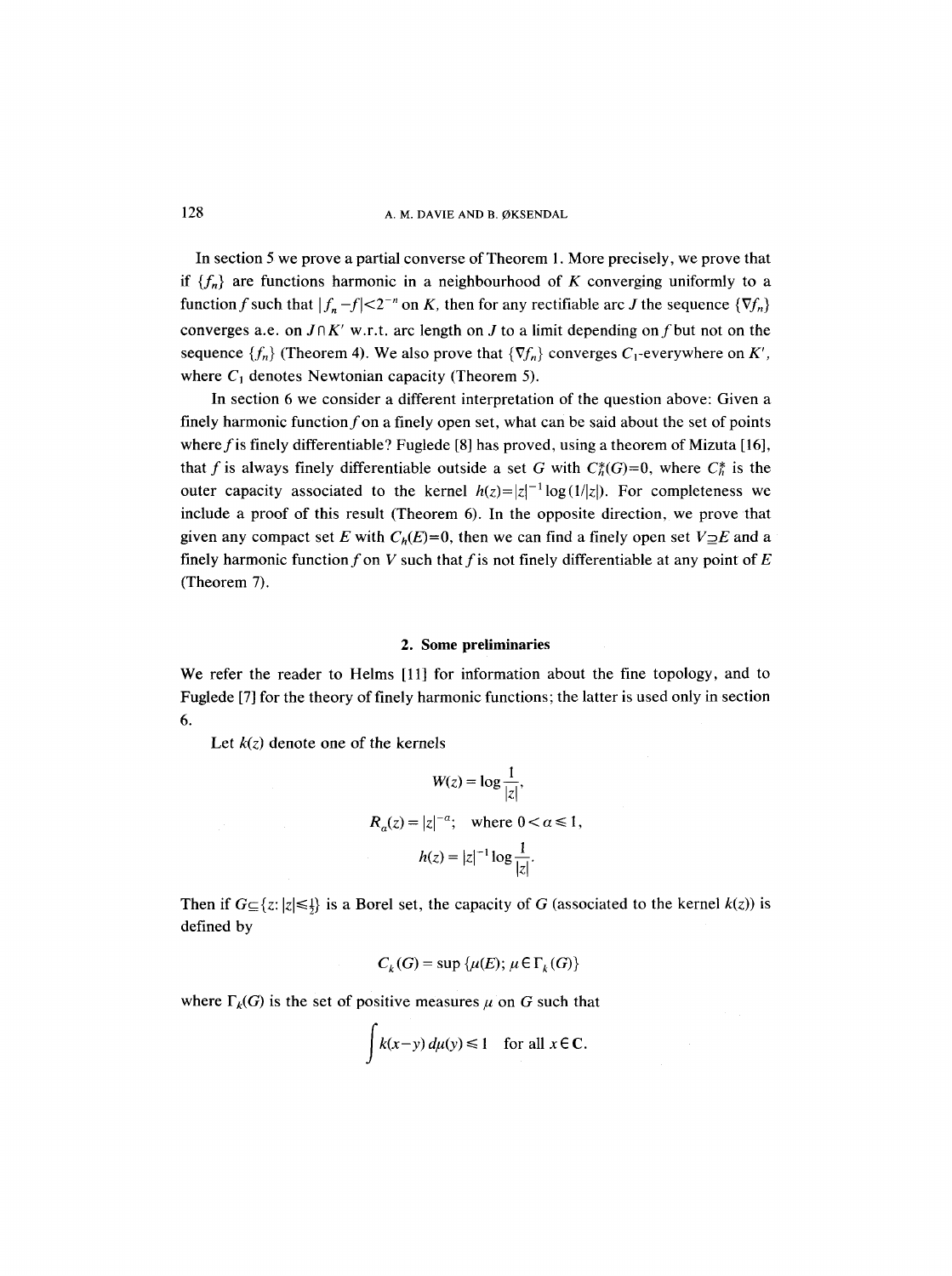In section 5 we prove a partial converse of Theorem 1. More precisely, we prove that if $\{f_n\}$ are functions harmonic in a neighbourhood of $K$ converging uniformly to a function $f$ such that $|f_n - f| < 2^{-n}$ on $K$, then for any rectifiable arc $J$ the sequence $\{\nabla f_n\}$ converges a.e. on $J \cap K'$ w.r.t. arc length on $J$ to a limit depending on $f$ but not on the sequence $\{f_n\}$ (Theorem 4). We also prove that $\{\nabla f_n\}$ converges $C_1$-everywhere on $K'$, where $C_1$ denotes Newtonian capacity (Theorem 5).

In section 6 we consider a different interpretation of the question above: Given a finely harmonic function $f$ on a finely open set, what can be said about the set of points where $f$ is finely differentiable? Fuglede [8] has proved, using a theorem of Mizuta [16], that $f$ is always finely differentiable outside a set $G$ with $C_h^*(G)=0$, where $C_h^*$ is the outer capacity associated to the kernel $h(z)=|z|^{-1}\log(1/|z|)$. For completeness we include a proof of this result (Theorem 6). In the opposite direction, we prove that given any compact set $E$ with $C_h(E)=0$, then we can find a finely open set $V \supseteq E$ and a finely harmonic function $f$ on $V$ such that $f$ is not finely differentiable at any point of $E$ (Theorem 7).

## 2. Some preliminaries

We refer the reader to Helms [11] for information about the fine topology, and to Fuglede [7] for the theory of finely harmonic functions; the latter is used only in section 6.

Let $k(z)$ denote one of the kernels

$$W(z) = \log\frac{1}{|z|},$$

$$R_\alpha(z) = |z|^{-\alpha}; \quad \text{where } 0 < \alpha \leq 1,$$

$$h(z) = |z|^{-1}\log\frac{1}{|z|}.$$

Then if $G \subseteq \{z: |z| \leq \frac{1}{2}\}$ is a Borel set, the capacity of $G$ (associated to the kernel $k(z)$) is defined by

$$C_k(G) = \sup\{\mu(E); \mu \in \Gamma_k(G)\}$$

where $\Gamma_k(G)$ is the set of positive measures $\mu$ on $G$ such that

$$\int k(x-y)\, d\mu(y) \leq 1 \quad \text{for all } x \in \mathbf{C}.$$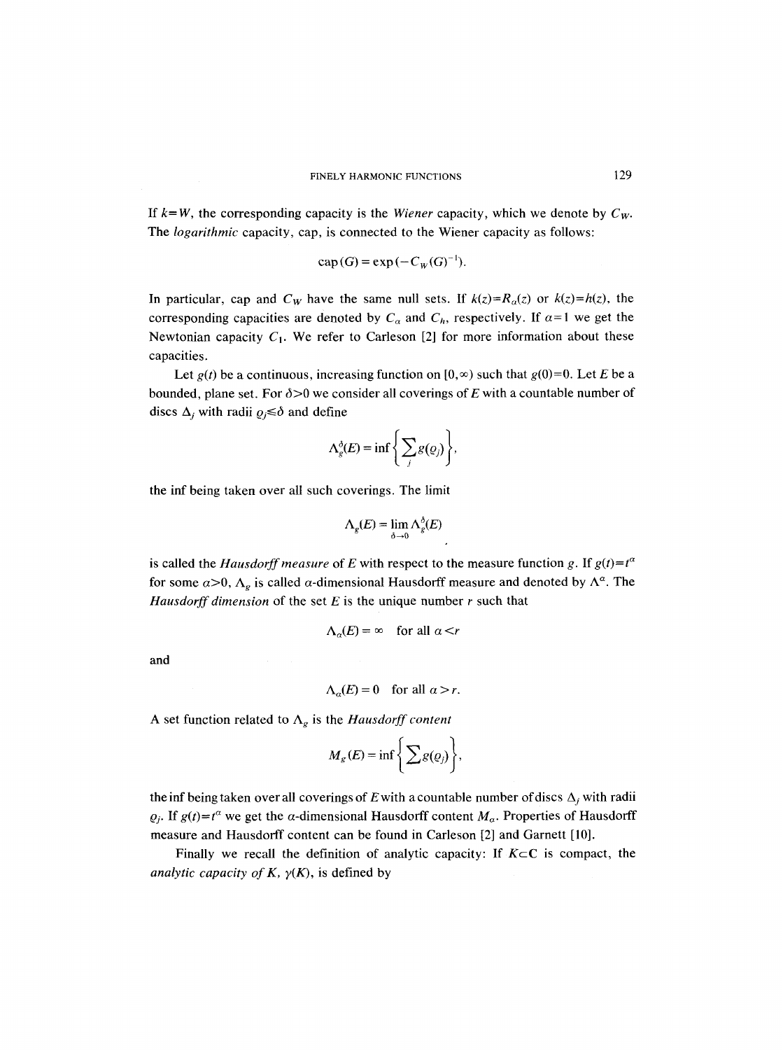If $k=W$, the corresponding capacity is the *Wiener* capacity, which we denote by $C_W$. The *logarithmic* capacity, cap, is connected to the Wiener capacity as follows:

$$\operatorname{cap}(G) = \exp(-C_W(G)^{-1}).$$

In particular, cap and $C_W$ have the same null sets. If $k(z)=R_\alpha(z)$ or $k(z)=h(z)$, the corresponding capacities are denoted by $C_\alpha$ and $C_h$, respectively. If $\alpha=1$ we get the Newtonian capacity $C_1$. We refer to Carleson [2] for more information about these capacities.

Let $g(t)$ be a continuous, increasing function on $[0,\infty)$ such that $g(0)=0$. Let $E$ be a bounded, plane set. For $\delta>0$ we consider all coverings of $E$ with a countable number of discs $\Delta_j$ with radii $\varrho_j\leq\delta$ and define

$$\Lambda_g^\delta(E) = \inf\left\{\sum_j g(\varrho_j)\right\},$$

the inf being taken over all such coverings. The limit

$$\Lambda_g(E) = \lim_{\delta\to 0}\Lambda_g^\delta(E)$$

is called the *Hausdorff measure* of $E$ with respect to the measure function $g$. If $g(t)=t^\alpha$ for some $\alpha>0$, $\Lambda_g$ is called $\alpha$-dimensional Hausdorff measure and denoted by $\Lambda^\alpha$. The *Hausdorff dimension* of the set $E$ is the unique number $r$ such that

$$\Lambda_\alpha(E) = \infty \quad \text{for all } \alpha<r$$

and

$$\Lambda_\alpha(E) = 0 \quad \text{for all } \alpha>r.$$

A set function related to $\Lambda_g$ is the *Hausdorff content*

$$M_g(E) = \inf\left\{\sum g(\varrho_j)\right\},$$

the inf being taken over all coverings of $E$ with a countable number of discs $\Delta_j$ with radii $\varrho_j$. If $g(t)=t^\alpha$ we get the $\alpha$-dimensional Hausdorff content $M_\alpha$. Properties of Hausdorff measure and Hausdorff content can be found in Carleson [2] and Garnett [10].

Finally we recall the definition of analytic capacity: If $K\subset\mathbf{C}$ is compact, the *analytic capacity of $K$*, $\gamma(K)$, is defined by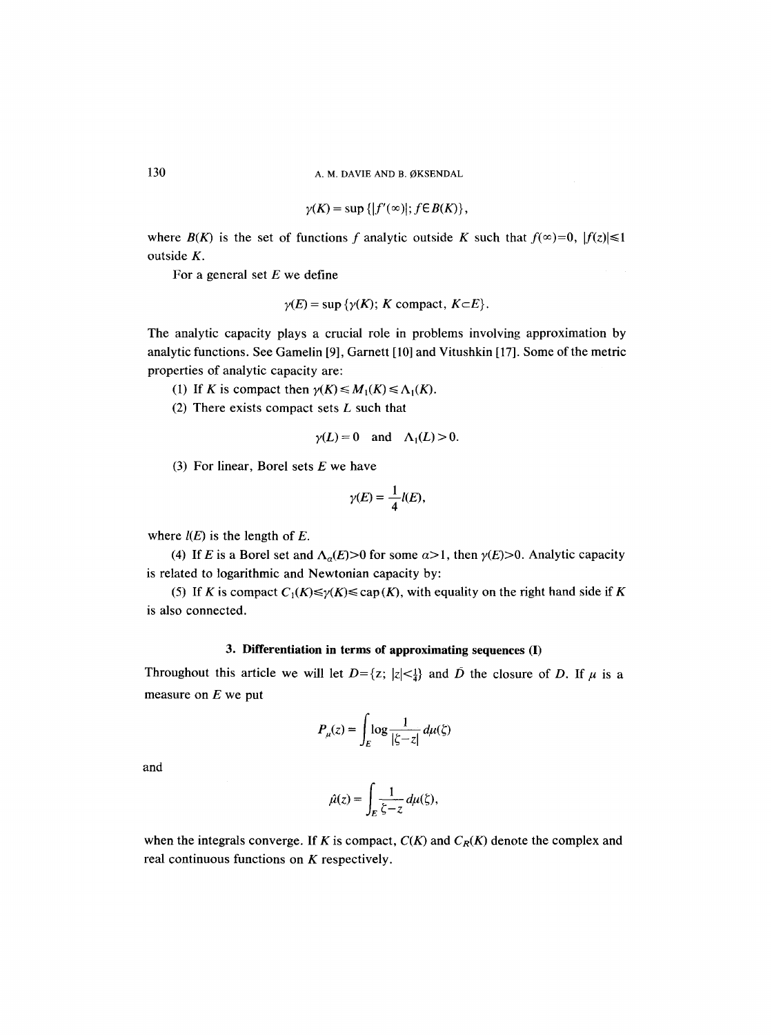$$\gamma(K) = \sup\{|f'(\infty)|; f \in B(K)\},$$

where $B(K)$ is the set of functions $f$ analytic outside $K$ such that $f(\infty)=0$, $|f(z)|\leq 1$ outside $K$.

For a general set $E$ we define

$$\gamma(E) = \sup\{\gamma(K);\ K \text{ compact},\ K \subset E\}.$$

The analytic capacity plays a crucial role in problems involving approximation by analytic functions. See Gamelin [9], Garnett [10] and Vitushkin [17]. Some of the metric properties of analytic capacity are:

(1) If $K$ is compact then $\gamma(K) \leq M_1(K) \leq \Lambda_1(K)$.

(2) There exists compact sets $L$ such that

$$\gamma(L) = 0 \quad \text{and} \quad \Lambda_1(L) > 0.$$

(3) For linear, Borel sets $E$ we have

$$\gamma(E) = \frac{1}{4} l(E),$$

where $l(E)$ is the length of $E$.

(4) If $E$ is a Borel set and $\Lambda_\alpha(E)>0$ for some $\alpha>1$, then $\gamma(E)>0$. Analytic capacity is related to logarithmic and Newtonian capacity by:

(5) If $K$ is compact $C_1(K) \leq \gamma(K) \leq \operatorname{cap}(K)$, with equality on the right hand side if $K$ is also connected.

### 3. Differentiation in terms of approximating sequences (I)

Throughout this article we will let $D=\{z;\ |z|<\frac{1}{4}\}$ and $\bar{D}$ the closure of $D$. If $\mu$ is a measure on $E$ we put

$$P_\mu(z) = \int_E \log \frac{1}{|\zeta - z|}\, d\mu(\zeta)$$

and

$$\hat{\mu}(z) = \int_E \frac{1}{\zeta - z}\, d\mu(\zeta),$$

when the integrals converge. If $K$ is compact, $C(K)$ and $C_R(K)$ denote the complex and real continuous functions on $K$ respectively.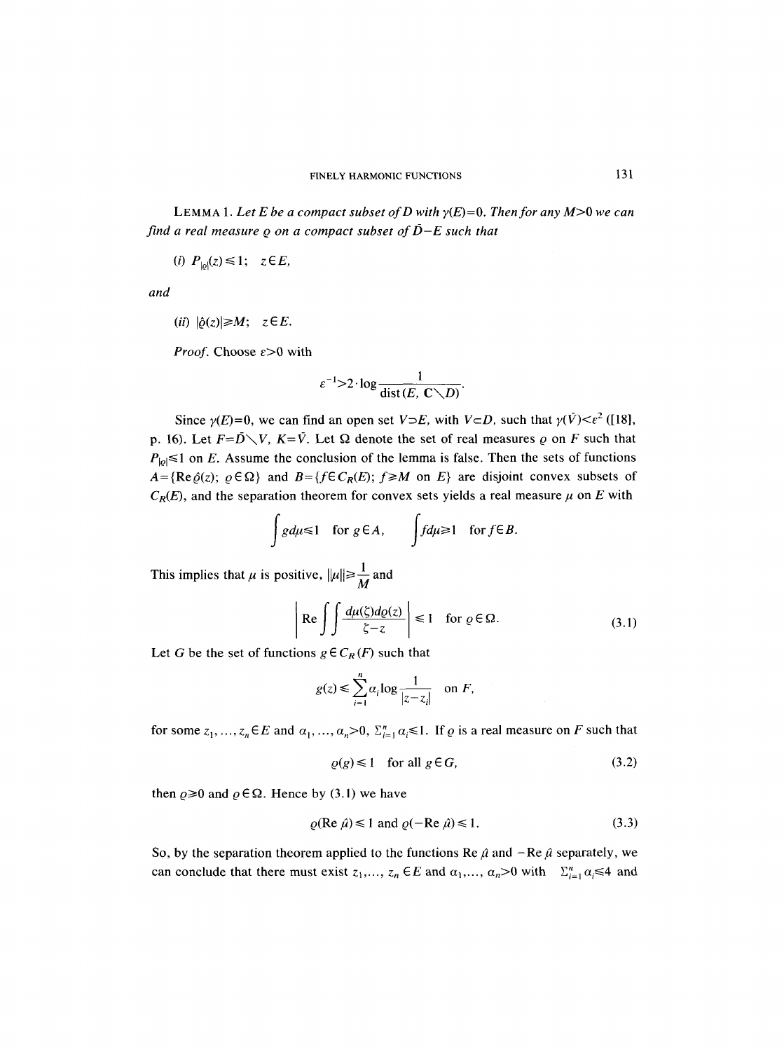**Lemma 1.** *Let $E$ be a compact subset of $D$ with $\gamma(E)=0$. Then for any $M>0$ we can find a real measure $\varrho$ on a compact subset of $\bar{D}-E$ such that*

(i) $P_{|\varrho|}(z)\leqslant 1;\quad z\in E,$

*and*

(ii) $|\hat{\varrho}(z)|\geqslant M;\quad z\in E.$

*Proof.* Choose $\varepsilon>0$ with

$$\varepsilon^{-1}>2\cdot\log\frac{1}{\operatorname{dist}(E,\mathbf{C}\setminus D)}.$$

Since $\gamma(E)=0$, we can find an open set $V\supset E$, with $V\subset D$, such that $\gamma(\bar{V})<\varepsilon^2$ ([18], p. 16). Let $F=\bar{D}\setminus V$, $K=\bar{V}$. Let $\Omega$ denote the set of real measures $\varrho$ on $F$ such that $P_{|\varrho|}\leqslant 1$ on $E$. Assume the conclusion of the lemma is false. Then the sets of functions $A=\{\operatorname{Re}\hat{\varrho}(z);\ \varrho\in\Omega\}$ and $B=\{f\in C_R(E);\ f\geqslant M \text{ on } E\}$ are disjoint convex subsets of $C_R(E)$, and the separation theorem for convex sets yields a real measure $\mu$ on $E$ with

$$\int g\,d\mu\leqslant 1\quad\text{for } g\in A,\qquad \int f\,d\mu\geqslant 1\quad\text{for } f\in B.$$

This implies that $\mu$ is positive, $\|\mu\|\geqslant\dfrac{1}{M}$ and

$$\left|\operatorname{Re}\int\!\!\int\frac{d\mu(\zeta)\,d\varrho(z)}{\zeta-z}\right|\leqslant 1\quad\text{for } \varrho\in\Omega. \tag{3.1}$$

Let $G$ be the set of functions $g\in C_R(F)$ such that

$$g(z)\leqslant\sum_{i=1}^{n}\alpha_i\log\frac{1}{|z-z_i|}\quad\text{on } F,$$

for some $z_1,\ldots,z_n\in E$ and $\alpha_1,\ldots,\alpha_n>0$, $\Sigma_{i=1}^{n}\alpha_i\leqslant 1$. If $\varrho$ is a real measure on $F$ such that

$$\varrho(g)\leqslant 1\quad\text{for all } g\in G, \tag{3.2}$$

then $\varrho\geqslant 0$ and $\varrho\in\Omega$. Hence by (3.1) we have

$$\varrho(\operatorname{Re}\hat{\mu})\leqslant 1 \text{ and } \varrho(-\operatorname{Re}\hat{\mu})\leqslant 1. \tag{3.3}$$

So, by the separation theorem applied to the functions $\operatorname{Re}\hat{\mu}$ and $-\operatorname{Re}\hat{\mu}$ separately, we can conclude that there must exist $z_1,\ldots,z_n\in E$ and $\alpha_1,\ldots,\alpha_n>0$ with $\Sigma_{i=1}^{n}\alpha_i\leqslant 4$ and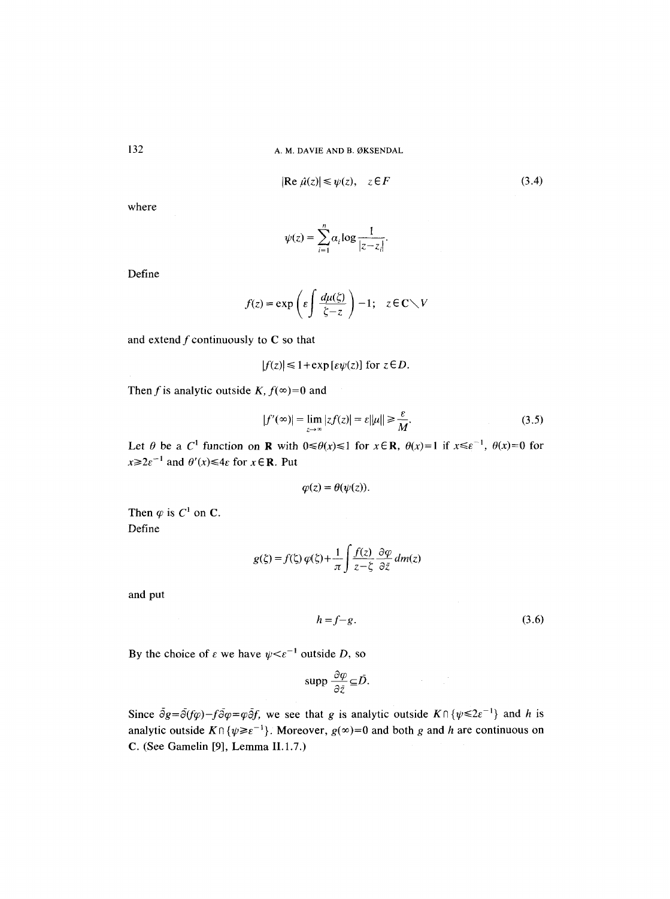$$|\mathrm{Re}\,\hat{\mu}(z)| \leq \psi(z), \quad z \in F \tag{3.4}$$

where

$$\psi(z) = \sum_{i=1}^{n} \alpha_i \log \frac{1}{|z-z_i|}.$$

Define

$$f(z) = \exp\left(\varepsilon \int \frac{d\mu(\zeta)}{\zeta - z}\right) - 1; \quad z \in \mathbf{C} \setminus V$$

and extend $f$ continuously to $\mathbf{C}$ so that

$$|f(z)| \leq 1 + \exp[\varepsilon \psi(z)] \text{ for } z \in D.$$

Then $f$ is analytic outside $K$, $f(\infty) = 0$ and

$$|f'(\infty)| = \lim_{z \to \infty} |z f(z)| = \varepsilon \|\mu\| \geq \frac{\varepsilon}{M}. \tag{3.5}$$

Let $\theta$ be a $C^1$ function on $\mathbf{R}$ with $0 \leq \theta(x) \leq 1$ for $x \in \mathbf{R}$, $\theta(x) = 1$ if $x \leq \varepsilon^{-1}$, $\theta(x) = 0$ for $x \geq 2\varepsilon^{-1}$ and $\theta'(x) \leq 4\varepsilon$ for $x \in \mathbf{R}$. Put

$$\varphi(z) = \theta(\psi(z)).$$

Then $\varphi$ is $C^1$ on $\mathbf{C}$.

Define

$$g(\zeta) = f(\zeta)\,\varphi(\zeta) + \frac{1}{\pi} \int \frac{f(z)}{z - \zeta} \frac{\partial \varphi}{\partial \bar{z}}\, dm(z)$$

and put

$$h = f - g. \tag{3.6}$$

By the choice of $\varepsilon$ we have $\psi < \varepsilon^{-1}$ outside $D$, so

$$\mathrm{supp}\, \frac{\partial \varphi}{\partial \bar{z}} \subseteq \bar{D}.$$

Since $\bar{\partial} g = \bar{\partial}(f\varphi) - f\bar{\partial}\varphi = \varphi \bar{\partial} f$, we see that $g$ is analytic outside $K \cap \{\psi \leq 2\varepsilon^{-1}\}$ and $h$ is analytic outside $K \cap \{\psi \geq \varepsilon^{-1}\}$. Moreover, $g(\infty) = 0$ and both $g$ and $h$ are continuous on $\mathbf{C}$. (See Gamelin [9], Lemma II.1.7.)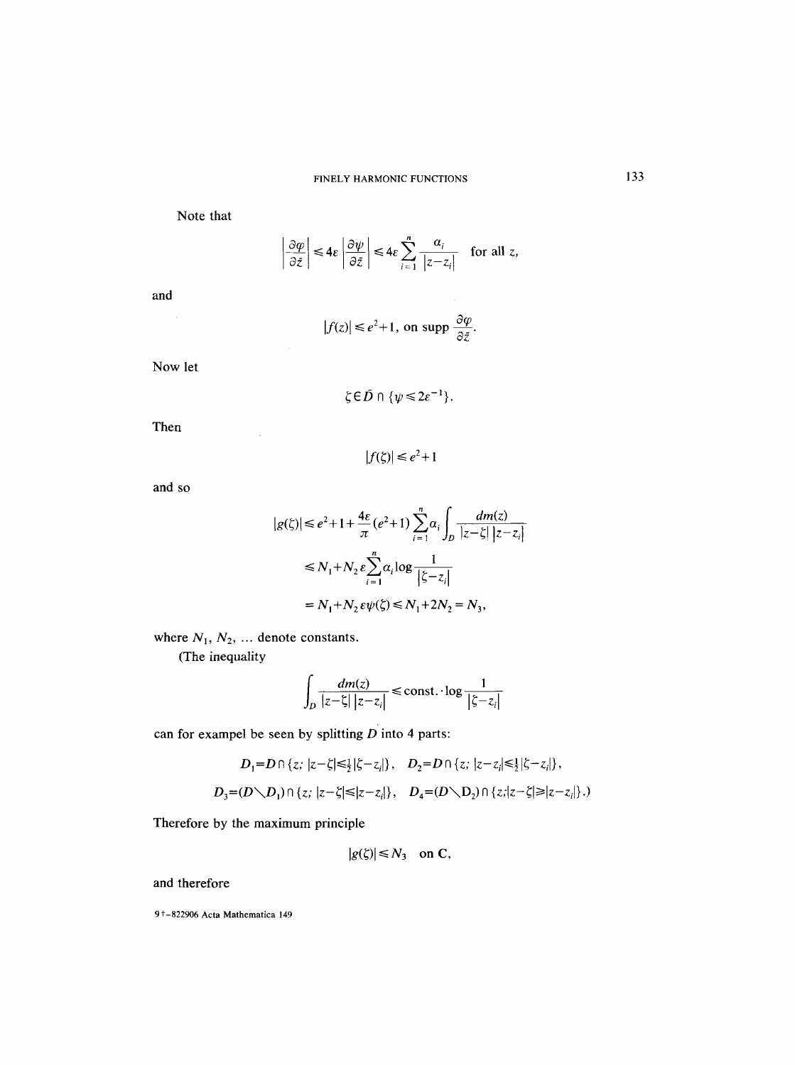Note that

$$\left|\frac{\partial \varphi}{\partial \bar{z}}\right| \leqslant 4\varepsilon \left|\frac{\partial \psi}{\partial \bar{z}}\right| \leqslant 4\varepsilon \sum_{i=1}^{n} \frac{\alpha_i}{|z-z_i|} \quad \text{for all } z,$$

and

$$|f(z)| \leqslant e^2+1, \text{ on supp } \frac{\partial \varphi}{\partial \bar{z}}.$$

Now let

$$\zeta \in \bar{D} \cap \{\psi \leqslant 2\varepsilon^{-1}\}.$$

Then

$$|f(\zeta)| \leqslant e^2+1$$

and so

$$\begin{aligned}
|g(\zeta)| &\leqslant e^2+1+\frac{4\varepsilon}{\pi}(e^2+1)\sum_{i=1}^{n} \alpha_i \int_D \frac{dm(z)}{|z-\zeta|\,|z-z_i|} \\
&\leqslant N_1+N_2\,\varepsilon \sum_{i=1}^{n} \alpha_i \log \frac{1}{|\zeta-z_i|} \\
&= N_1+N_2\,\varepsilon\psi(\zeta) \leqslant N_1+2N_2 = N_3,
\end{aligned}$$

where $N_1, N_2, \ldots$ denote constants.

(The inequality

$$\int_D \frac{dm(z)}{|z-\zeta|\,|z-z_i|} \leqslant \text{const.}\cdot \log \frac{1}{|\zeta-z_i|}$$

can for exampel be seen by splitting $D$ into 4 parts:

$$D_1 = D \cap \{z;\ |z-\zeta| \leqslant \tfrac{1}{2}|\zeta-z_i|\}, \quad D_2 = D \cap \{z;\ |z-z_i| \leqslant \tfrac{1}{2}|\zeta-z_i|\},$$

$$D_3 = (D \setminus D_1) \cap \{z;\ |z-\zeta| \leqslant |z-z_i|\}, \quad D_4 = (D \setminus D_2) \cap \{z; |z-\zeta| \geqslant |z-z_i|\}.)$$

Therefore by the maximum principle

$$|g(\zeta)| \leqslant N_3 \quad \text{on } \mathbf{C},$$

and therefore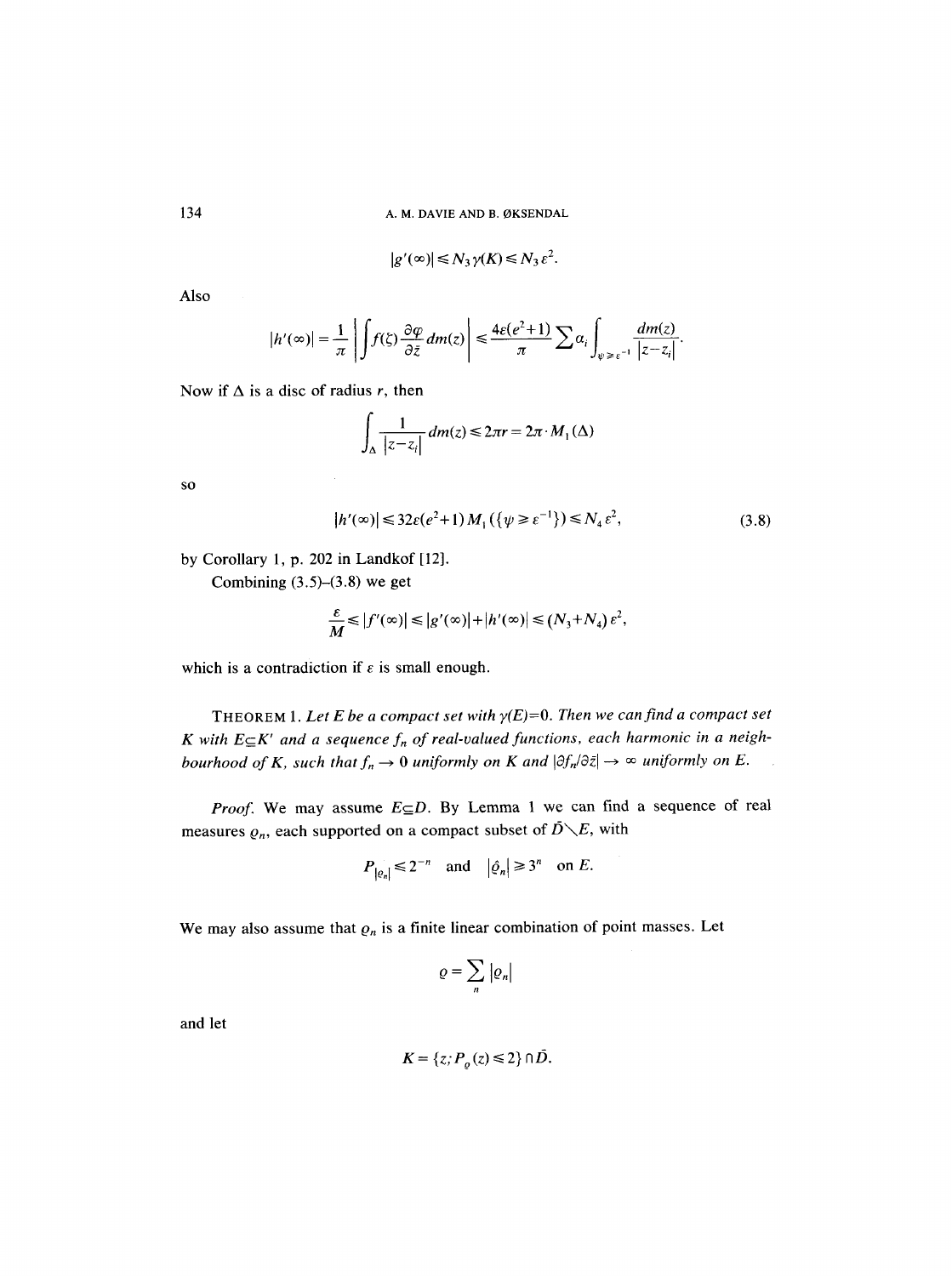$$|g'(\infty)| \leq N_3 \gamma(K) \leq N_3 \varepsilon^2.$$

Also

$$|h'(\infty)| = \frac{1}{\pi} \left| \int f(\zeta) \frac{\partial \varphi}{\partial \bar{z}} dm(z) \right| \leq \frac{4\varepsilon(e^2+1)}{\pi} \sum \alpha_i \int_{\psi \geq \varepsilon^{-1}} \frac{dm(z)}{|z-z_i|}.$$

Now if $\Delta$ is a disc of radius $r$, then

$$\int_\Delta \frac{1}{|z-z_i|} dm(z) \leq 2\pi r = 2\pi \cdot M_1(\Delta)$$

so

$$|h'(\infty)| \leq 32\varepsilon(e^2+1) M_1(\{\psi \geq \varepsilon^{-1}\}) \leq N_4 \varepsilon^2, \tag{3.8}$$

by Corollary 1, p. 202 in Landkof [12].

Combining (3.5)–(3.8) we get

$$\frac{\varepsilon}{M} \leq |f'(\infty)| \leq |g'(\infty)| + |h'(\infty)| \leq (N_3 + N_4)\varepsilon^2,$$

which is a contradiction if $\varepsilon$ is small enough.

THEOREM 1. *Let $E$ be a compact set with $\gamma(E)=0$. Then we can find a compact set $K$ with $E \subseteq K'$ and a sequence $f_n$ of real-valued functions, each harmonic in a neighbourhood of $K$, such that $f_n \to 0$ uniformly on $K$ and $|\partial f_n/\partial \bar{z}| \to \infty$ uniformly on $E$.*

*Proof.* We may assume $E \subseteq D$. By Lemma 1 we can find a sequence of real measures $\varrho_n$, each supported on a compact subset of $\bar{D} \setminus E$, with

$$P_{|\varrho_n|} \leq 2^{-n} \quad \text{and} \quad |\hat{\varrho}_n| \geq 3^n \quad \text{on } E.$$

We may also assume that $\varrho_n$ is a finite linear combination of point masses. Let

$$\varrho = \sum_n |\varrho_n|$$

and let

$$K = \{z; P_\varrho(z) \leq 2\} \cap \bar{D}.$$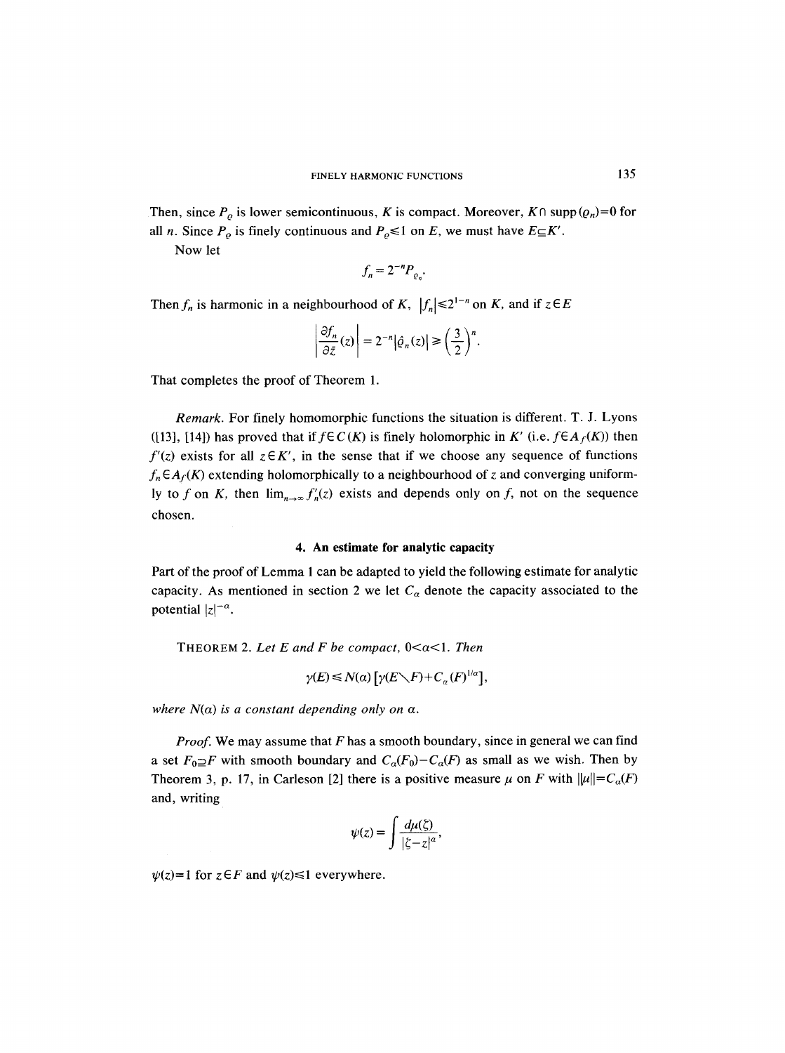Then, since $P_\varrho$ is lower semicontinuous, $K$ is compact. Moreover, $K \cap \operatorname{supp}(\varrho_n)=0$ for all $n$. Since $P_\varrho$ is finely continuous and $P_\varrho \leq 1$ on $E$, we must have $E \subseteq K'$.

Now let

$$f_n = 2^{-n} P_{\varrho_n}.$$

Then $f_n$ is harmonic in a neighbourhood of $K$, $|f_n| \leq 2^{1-n}$ on $K$, and if $z \in E$

$$\left| \frac{\partial f_n}{\partial \bar{z}}(z) \right| = 2^{-n} |\hat{\varrho}_n(z)| \geq \left( \frac{3}{2} \right)^n.$$

That completes the proof of Theorem 1.

*Remark.* For finely homomorphic functions the situation is different. T. J. Lyons ([13], [14]) has proved that if $f \in C(K)$ is finely holomorphic in $K'$ (i.e. $f \in A_f(K)$) then $f'(z)$ exists for all $z \in K'$, in the sense that if we choose any sequence of functions $f_n \in A_f(K)$ extending holomorphically to a neighbourhood of $z$ and converging uniformly to $f$ on $K$, then $\lim_{n\to\infty} f_n'(z)$ exists and depends only on $f$, not on the sequence chosen.

## 4. An estimate for analytic capacity

Part of the proof of Lemma 1 can be adapted to yield the following estimate for analytic capacity. As mentioned in section 2 we let $C_\alpha$ denote the capacity associated to the potential $|z|^{-\alpha}$.

THEOREM 2. *Let $E$ and $F$ be compact, $0<\alpha<1$. Then*

$$\gamma(E) \leq N(\alpha) \left[ \gamma(E \setminus F) + C_\alpha(F)^{1/\alpha} \right],$$

*where $N(\alpha)$ is a constant depending only on $\alpha$.*

*Proof.* We may assume that $F$ has a smooth boundary, since in general we can find a set $F_0 \supseteq F$ with smooth boundary and $C_\alpha(F_0) - C_\alpha(F)$ as small as we wish. Then by Theorem 3, p. 17, in Carleson [2] there is a positive measure $\mu$ on $F$ with $\|\mu\| = C_\alpha(F)$ and, writing

$$\psi(z) = \int \frac{d\mu(\zeta)}{|\zeta - z|^\alpha},$$

$\psi(z)=1$ for $z \in F$ and $\psi(z) \leq 1$ everywhere.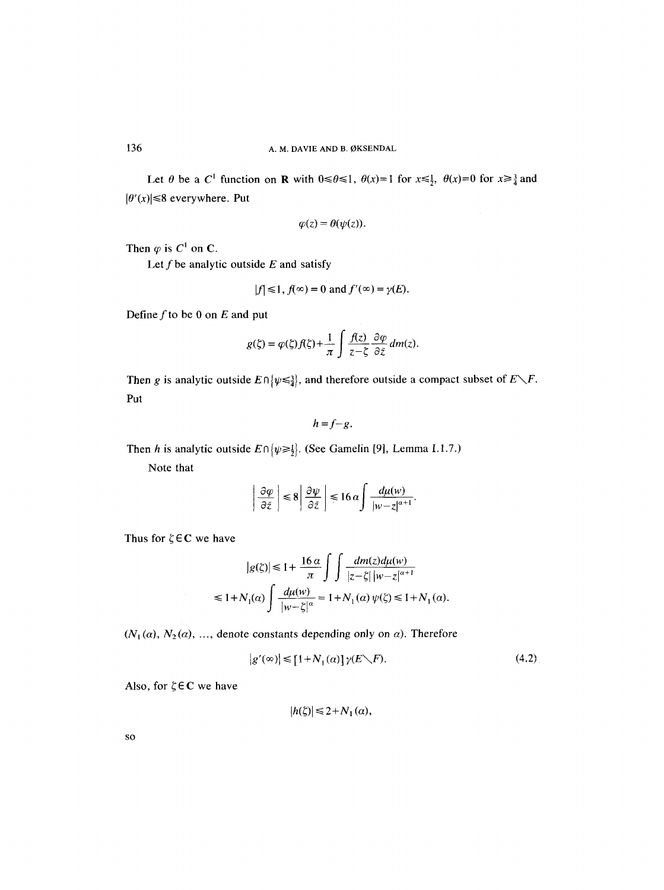Let $\theta$ be a $C^1$ function on $\mathbf{R}$ with $0 \leqslant \theta \leqslant 1$, $\theta(x)=1$ for $x \leqslant \frac{1}{2}$, $\theta(x)=0$ for $x \geqslant \frac{3}{4}$ and $|\theta'(x)| \leqslant 8$ everywhere. Put

$$\varphi(z) = \theta(\psi(z)).$$

Then $\varphi$ is $C^1$ on $\mathbf{C}$.

Let $f$ be analytic outside $E$ and satisfy

$$|f| \leqslant 1, f(\infty) = 0 \text{ and } f'(\infty) = \gamma(E).$$

Define $f$ to be 0 on $E$ and put

$$g(\zeta) = \varphi(\zeta) f(\zeta) + \frac{1}{\pi} \int \frac{f(z)}{z-\zeta} \frac{\partial \varphi}{\partial \bar{z}} \, dm(z).$$

Then $g$ is analytic outside $E \cap \{\psi \leqslant \frac{3}{4}\}$, and therefore outside a compact subset of $E \setminus F$. Put

$$h = f - g.$$

Then $h$ is analytic outside $E \cap \{\psi \geqslant \frac{1}{2}\}$. (See Gamelin [9], Lemma I.1.7.)

Note that

$$\left| \frac{\partial \varphi}{\partial \bar{z}} \right| \leqslant 8 \left| \frac{\partial \psi}{\partial \bar{z}} \right| \leqslant 16 \alpha \int \frac{d\mu(w)}{|w-z|^{\alpha+1}}.$$

Thus for $\zeta \in \mathbf{C}$ we have

$$|g(\zeta)| \leqslant 1 + \frac{16\alpha}{\pi} \int \int \frac{dm(z) d\mu(w)}{|z-\zeta| \, |w-z|^{\alpha+1}}$$

$$\leqslant 1 + N_1(\alpha) \int \frac{d\mu(w)}{|w-\zeta|^{\alpha}} = 1 + N_1(\alpha) \psi(\zeta) \leqslant 1 + N_1(\alpha).$$

($N_1(\alpha)$, $N_2(\alpha)$, ..., denote constants depending only on $\alpha$). Therefore

$$|g'(\infty)| \leqslant [1 + N_1(\alpha)] \gamma(E \setminus F). \tag{4.2}$$

Also, for $\zeta \in \mathbf{C}$ we have

$$|h(\zeta)| \leqslant 2 + N_1(\alpha),$$

so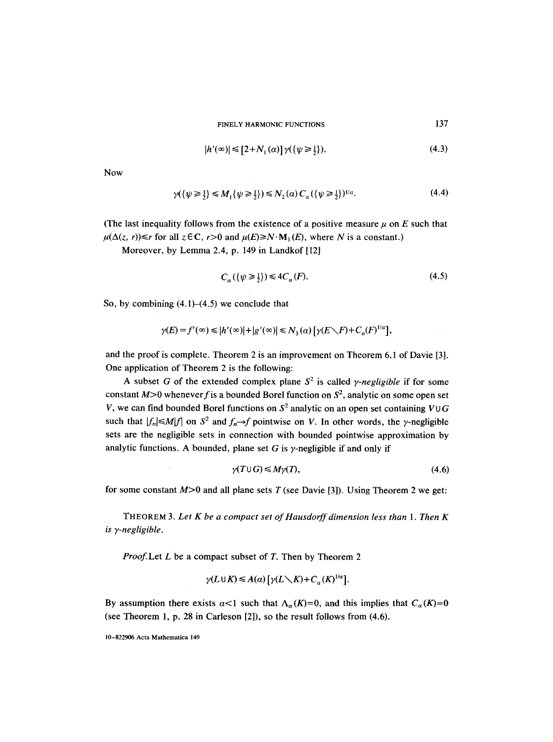$$|h'(\infty)| \leqslant [2+N_1(\alpha)]\,\gamma(\{\psi \geqslant \tfrac{1}{2}\}). \tag{4.3}$$

Now

$$\gamma(\{\psi \geqslant \tfrac{1}{2}\} \leqslant M_1(\{\psi \geqslant \tfrac{1}{2}\}) \leqslant N_2(\alpha)\, C_\alpha(\{\psi \geqslant \tfrac{1}{2}\})^{1/\alpha}. \tag{4.4}$$

(The last inequality follows from the existence of a positive measure $\mu$ on $E$ such that $\mu(\Delta(z, r)) \leqslant r$ for all $z \in \mathbf{C}$, $r>0$ and $\mu(E) \geqslant N \cdot \mathbf{M}_1(E)$, where $N$ is a constant.)

Moreover, by Lemma 2.4, p. 149 in Landkof [12]

$$C_\alpha(\{\psi \geqslant \tfrac{1}{2}\}) \leqslant 4C_\alpha(F). \tag{4.5}$$

So, by combining (4.1)–(4.5) we conclude that

$$\gamma(E) = f'(\infty) \leqslant |h'(\infty)| + |g'(\infty)| \leqslant N_3(\alpha)\,[\gamma(E \setminus F) + C_\alpha(F)^{1/\alpha}],$$

and the proof is complete. Theorem 2 is an improvement on Theorem 6.1 of Davie [3]. One application of Theorem 2 is the following:

A subset $G$ of the extended complex plane $S^2$ is called *$\gamma$-negligible* if for some constant $M>0$ whenever $f$ is a bounded Borel function on $S^2$, analytic on some open set $V$, we can find bounded Borel functions on $S^2$ analytic on an open set containing $V \cup G$ such that $|f_n| \leqslant M|f|$ on $S^2$ and $f_n \to f$ pointwise on $V$. In other words, the $\gamma$-negligible sets are the negligible sets in connection with bounded pointwise approximation by analytic functions. A bounded, plane set $G$ is $\gamma$-negligible if and only if

$$\gamma(T \cup G) \leqslant M\gamma(T), \tag{4.6}$$

for some constant $M>0$ and all plane sets $T$ (see Davie [3]). Using Theorem 2 we get:

THEOREM 3. *Let $K$ be a compact set of Hausdorff dimension less than* 1. *Then $K$ is $\gamma$-negligible.*

*Proof.* Let $L$ be a compact subset of $T$. Then by Theorem 2

$$\gamma(L \cup K) \leqslant A(\alpha)\,[\gamma(L \setminus K) + C_\alpha(K)^{1/\alpha}].$$

By assumption there exists $\alpha<1$ such that $\Lambda_\alpha(K)=0$, and this implies that $C_\alpha(K)=0$ (see Theorem 1, p. 28 in Carleson [2]), so the result follows from (4.6).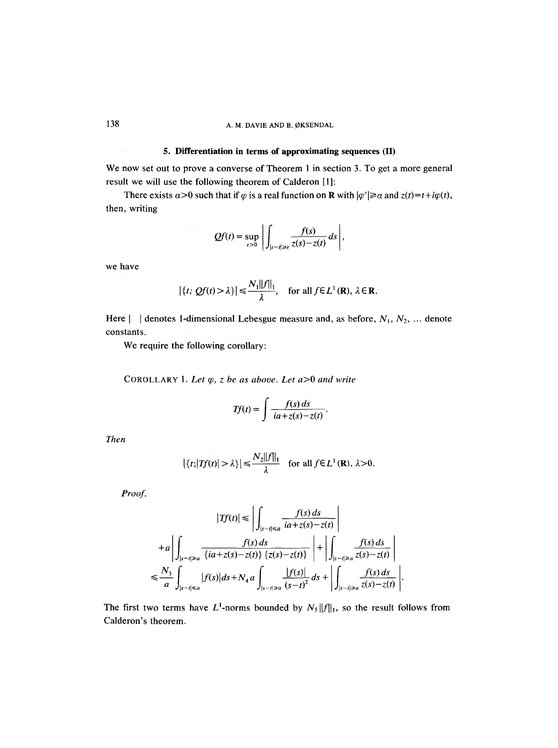## 5. Differentiation in terms of approximating sequences (II)

We now set out to prove a converse of Theorem 1 in section 3. To get a more general result we will use the following theorem of Calderon [1]:

There exists $\alpha>0$ such that if $\varphi$ is a real function on $\mathbf{R}$ with $|\varphi'|\geqslant\alpha$ and $z(t)=t+i\varphi(t)$, then, writing

$$Qf(t)=\sup_{\varepsilon>0}\left|\int_{|s-t|\geqslant\varepsilon}\frac{f(s)}{z(s)-z(t)}\,ds\right|,$$

we have

$$|\{t;\ Qf(t)>\lambda\}|\leqslant\frac{N_1\|f\|_1}{\lambda},\quad \text{for all } f\in L^1(\mathbf{R}),\ \lambda\in\mathbf{R}.$$

Here $|\ \ |$ denotes 1-dimensional Lebesgue measure and, as before, $N_1$, $N_2$, ... denote constants.

We require the following corollary:

COROLLARY 1. *Let $\varphi$, $z$ be as above. Let $a>0$ and write*

$$Tf(t)=\int\frac{f(s)\,ds}{ia+z(s)-z(t)}.$$

*Then*

$$|\{t;|Tf(t)|>\lambda\}|\leqslant\frac{N_2\|f\|_1}{\lambda}\quad\text{for all } f\in L^1(\mathbf{R}),\ \lambda>0.$$

*Proof.*

$$
\begin{aligned}
|Tf(t)|\leqslant&\left|\int_{|s-t|\leqslant a}\frac{f(s)\,ds}{ia+z(s)-z(t)}\right|\\
&+a\left|\int_{|s-t|\geqslant a}\frac{f(s)\,ds}{\{ia+z(s)-z(t)\}\{z(s)-z(t)\}}\right|+\left|\int_{|s-t|\geqslant a}\frac{f(s)\,ds}{z(s)-z(t)}\right|\\
\leqslant&\frac{N_3}{a}\int_{|s-t|\leqslant a}|f(s)|\,ds+N_4\,a\int_{|s-t|\geqslant a}\frac{|f(s)|}{(s-t)^2}\,ds+\left|\int_{|s-t|\geqslant a}\frac{f(s)\,ds}{z(s)-z(t)}\right|.
\end{aligned}
$$

The first two terms have $L^1$-norms bounded by $N_5\|f\|_1$, so the result follows from Calderon's theorem.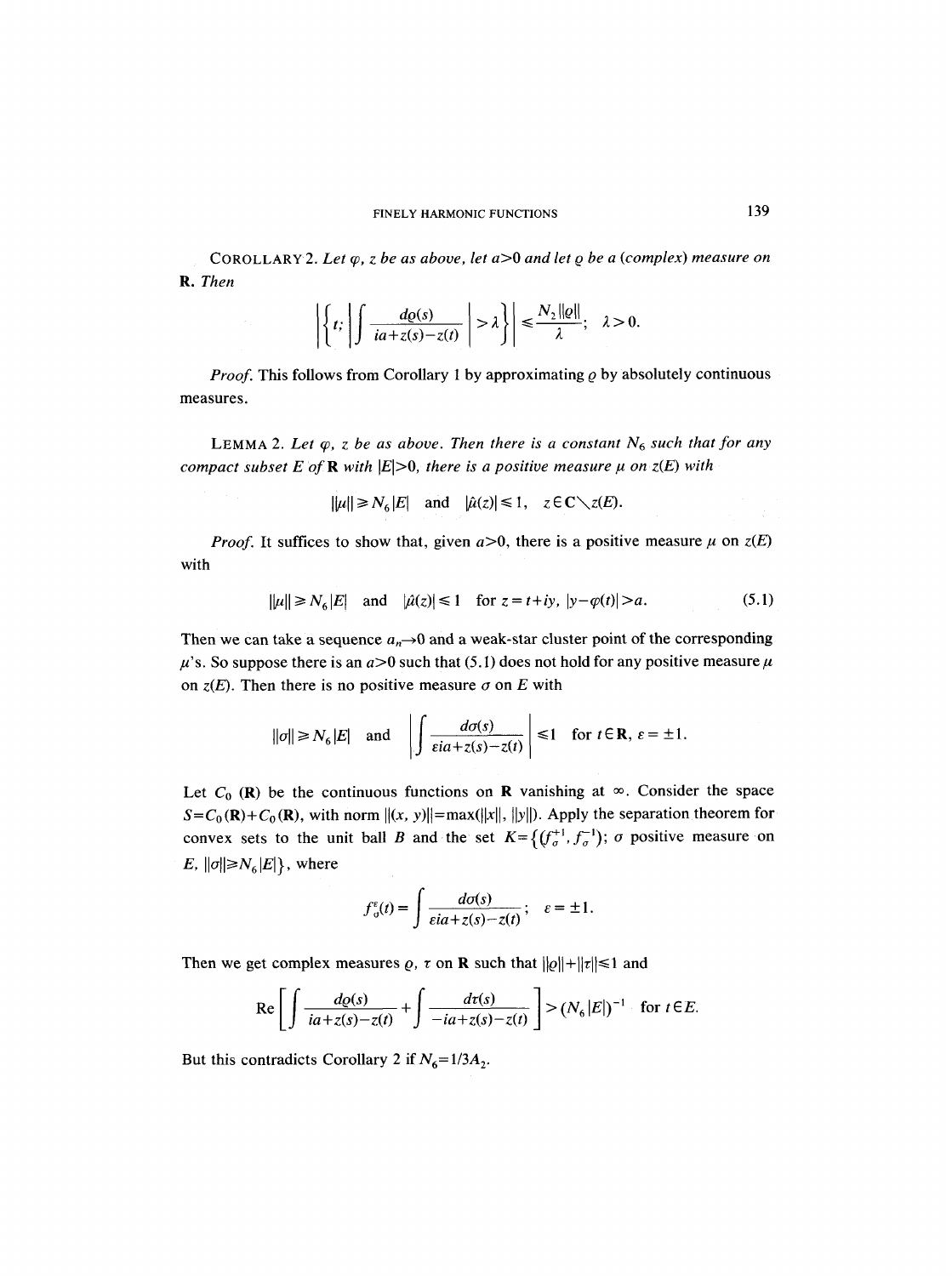COROLLARY 2. *Let $\varphi$, $z$ be as above, let $a>0$ and let $\varrho$ be a (complex) measure on* $\mathbf{R}$. *Then*

$$\left|\left\{t;\ \left|\int \frac{d\varrho(s)}{ia+z(s)-z(t)}\right|>\lambda\right\}\right| \leqslant \frac{N_2\|\varrho\|}{\lambda};\quad \lambda>0.$$

*Proof.* This follows from Corollary 1 by approximating $\varrho$ by absolutely continuous measures.

LEMMA 2. *Let $\varphi$, $z$ be as above. Then there is a constant $N_6$ such that for any compact subset $E$ of $\mathbf{R}$ with $|E|>0$, there is a positive measure $\mu$ on $z(E)$ with*

$$\|\mu\| \geqslant N_6|E| \quad \text{and} \quad |\hat{\mu}(z)| \leqslant 1,\quad z\in \mathbf{C}\setminus z(E).$$

*Proof.* It suffices to show that, given $a>0$, there is a positive measure $\mu$ on $z(E)$ with

$$\|\mu\| \geqslant N_6|E| \quad \text{and} \quad |\hat{\mu}(z)| \leqslant 1 \quad \text{for } z=t+iy,\ |y-\varphi(t)|>a. \tag{5.1}$$

Then we can take a sequence $a_n\to 0$ and a weak-star cluster point of the corresponding $\mu$'s. So suppose there is an $a>0$ such that (5.1) does not hold for any positive measure $\mu$ on $z(E)$. Then there is no positive measure $\sigma$ on $E$ with

$$\|\sigma\| \geqslant N_6|E| \quad \text{and} \quad \left|\int \frac{d\sigma(s)}{\varepsilon ia+z(s)-z(t)}\right| \leqslant 1 \quad \text{for } t\in\mathbf{R},\ \varepsilon=\pm 1.$$

Let $C_0(\mathbf{R})$ be the continuous functions on $\mathbf{R}$ vanishing at $\infty$. Consider the space $S=C_0(\mathbf{R})+C_0(\mathbf{R})$, with norm $\|(x,y)\|=\max(\|x\|,\|y\|)$. Apply the separation theorem for convex sets to the unit ball $B$ and the set $K=\{(f_\sigma^{+1},f_\sigma^{-1});\ \sigma$ positive measure on $E$, $\|\sigma\|\geqslant N_6|E|\}$, where

$$f_\sigma^\varepsilon(t)=\int \frac{d\sigma(s)}{\varepsilon ia+z(s)-z(t)};\quad \varepsilon=\pm 1.$$

Then we get complex measures $\varrho$, $\tau$ on $\mathbf{R}$ such that $\|\varrho\|+\|\tau\|\leqslant 1$ and

$$\operatorname{Re}\left[\int \frac{d\varrho(s)}{ia+z(s)-z(t)}+\int \frac{d\tau(s)}{-ia+z(s)-z(t)}\right] > (N_6|E|)^{-1} \quad \text{for } t\in E.$$

But this contradicts Corollary 2 if $N_6=1/3A_2$.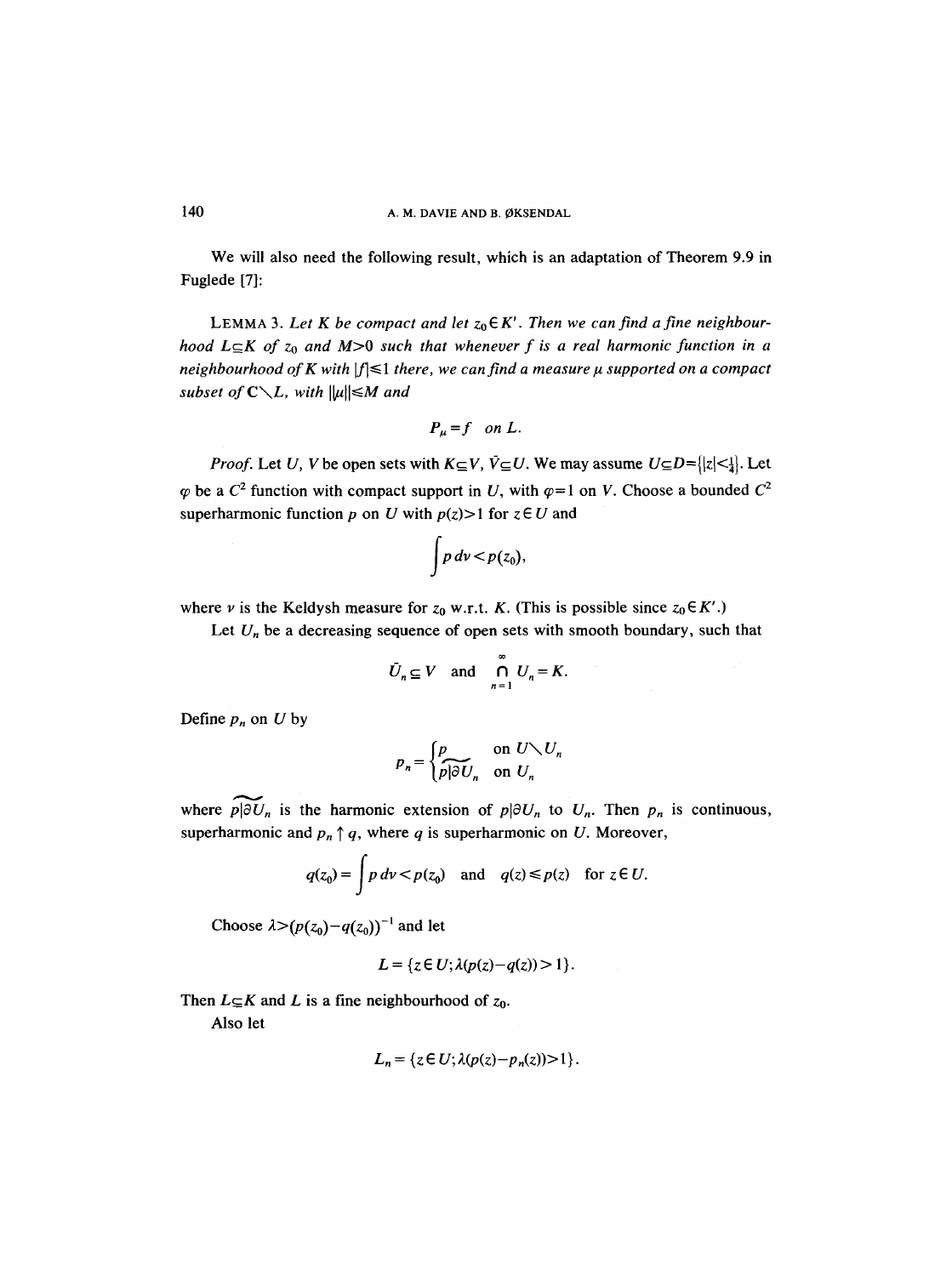We will also need the following result, which is an adaptation of Theorem 9.9 in Fuglede [7]:

LEMMA 3. *Let $K$ be compact and let $z_0 \in K'$. Then we can find a fine neighbourhood $L \subseteq K$ of $z_0$ and $M > 0$ such that whenever $f$ is a real harmonic function in a neighbourhood of $K$ with $|f| \leq 1$ there, we can find a measure $\mu$ supported on a compact subset of $\mathbf{C} \setminus L$, with $\|\mu\| \leq M$ and*

$$P_\mu = f \quad \text{on } L.$$

*Proof.* Let $U$, $V$ be open sets with $K \subseteq V$, $\bar{V} \subseteq U$. We may assume $U \subseteq D = \{|z| < \frac{1}{4}\}$. Let $\varphi$ be a $C^2$ function with compact support in $U$, with $\varphi = 1$ on $V$. Choose a bounded $C^2$ superharmonic function $p$ on $U$ with $p(z) > 1$ for $z \in U$ and

$$\int p \, d\nu < p(z_0),$$

where $\nu$ is the Keldysh measure for $z_0$ w.r.t. $K$. (This is possible since $z_0 \in K'$.)

Let $U_n$ be a decreasing sequence of open sets with smooth boundary, such that

$$\bar{U}_n \subseteq V \quad \text{and} \quad \bigcap_{n=1}^{\infty} U_n = K.$$

Define $p_n$ on $U$ by

$$p_n = \begin{cases} p & \text{on } U \setminus U_n \\ \widetilde{p|\partial U_n} & \text{on } U_n \end{cases}$$

where $\widetilde{p|\partial U_n}$ is the harmonic extension of $p|\partial U_n$ to $U_n$. Then $p_n$ is continuous, superharmonic and $p_n \uparrow q$, where $q$ is superharmonic on $U$. Moreover,

$$q(z_0) = \int p \, d\nu < p(z_0) \quad \text{and} \quad q(z) \leq p(z) \quad \text{for } z \in U.$$

Choose $\lambda > (p(z_0) - q(z_0))^{-1}$ and let

$$L = \{z \in U; \lambda(p(z) - q(z)) > 1\}.$$

Then $L \subseteq K$ and $L$ is a fine neighbourhood of $z_0$.

Also let

$$L_n = \{z \in U; \lambda(p(z) - p_n(z)) > 1\}.$$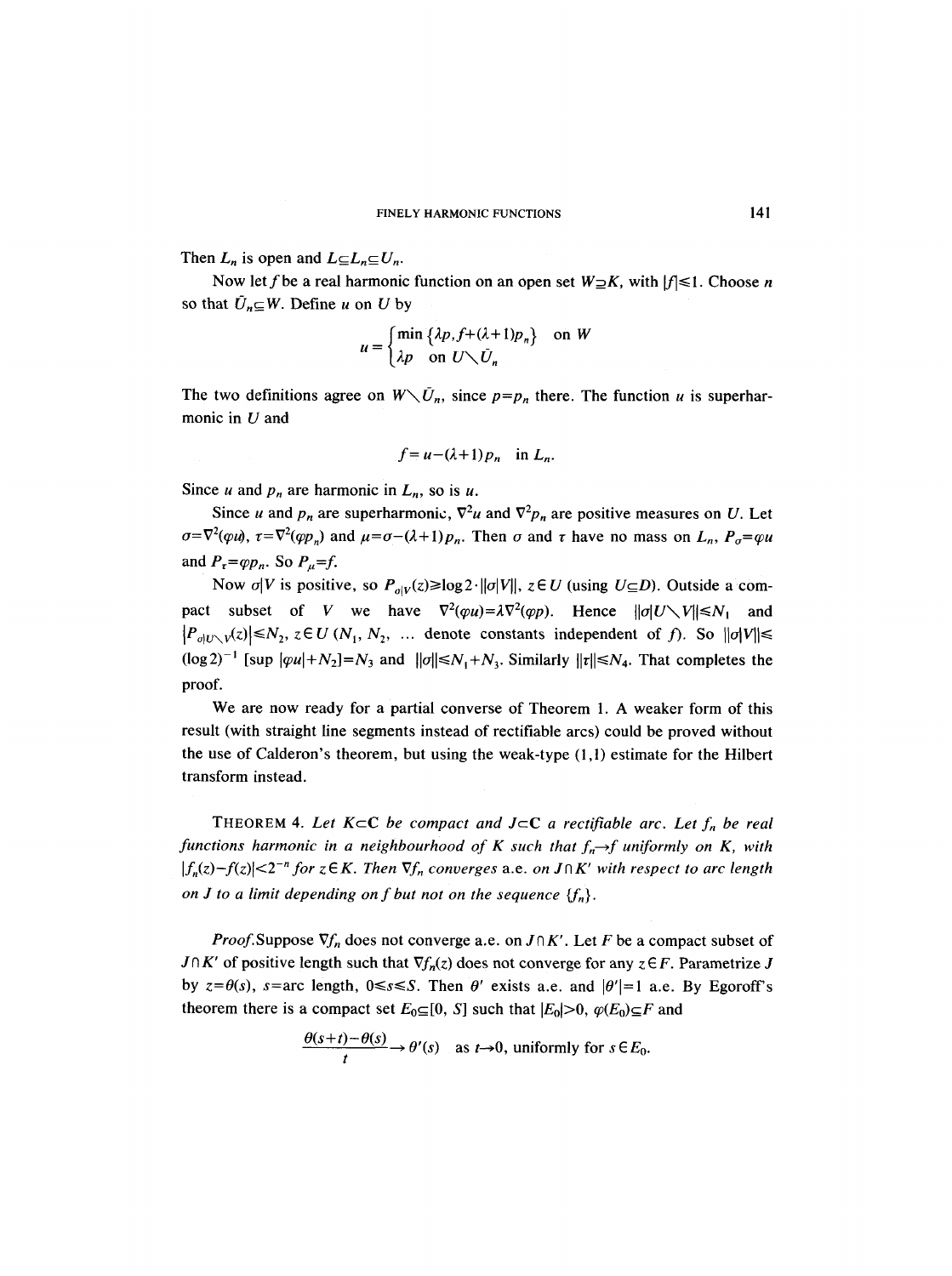Then $L_n$ is open and $L \subseteq L_n \subseteq U_n$.

Now let $f$ be a real harmonic function on an open set $W \supseteq K$, with $|f| \leqslant 1$. Choose $n$ so that $\bar{U}_n \subseteq W$. Define $u$ on $U$ by

$$u = \begin{cases} \min \{\lambda p, f + (\lambda+1) p_n\} & \text{on } W \\ \lambda p & \text{on } U \setminus \bar{U}_n \end{cases}$$

The two definitions agree on $W \setminus \bar{U}_n$, since $p = p_n$ there. The function $u$ is superharmonic in $U$ and

$$f = u - (\lambda+1) p_n \quad \text{in } L_n.$$

Since $u$ and $p_n$ are harmonic in $L_n$, so is $u$.

Since $u$ and $p_n$ are superharmonic, $\nabla^2 u$ and $\nabla^2 p_n$ are positive measures on $U$. Let $\sigma = \nabla^2(\varphi u)$, $\tau = \nabla^2(\varphi p_n)$ and $\mu = \sigma - (\lambda+1) p_n$. Then $\sigma$ and $\tau$ have no mass on $L_n$, $P_\sigma = \varphi u$ and $P_\tau = \varphi p_n$. So $P_\mu = f$.

Now $\sigma | V$ is positive, so $P_{\sigma|V}(z) \geqslant \log 2 \cdot \|\sigma | V\|$, $z \in U$ (using $U \subseteq D$). Outside a compact subset of $V$ we have $\nabla^2(\varphi u) = \lambda \nabla^2(\varphi p)$. Hence $\|\sigma | U \setminus V\| \leqslant N_1$ and $|P_{\sigma|U\setminus V}(z)| \leqslant N_2$, $z \in U$ ($N_1$, $N_2$, ... denote constants independent of $f$). So $\|\sigma|V\| \leqslant (\log 2)^{-1}$ [sup $|\varphi u| + N_2] = N_3$ and $\|\sigma\| \leqslant N_1 + N_3$. Similarly $\|\tau\| \leqslant N_4$. That completes the proof.

We are now ready for a partial converse of Theorem 1. A weaker form of this result (with straight line segments instead of rectifiable arcs) could be proved without the use of Calderon's theorem, but using the weak-type (1,1) estimate for the Hilbert transform instead.

THEOREM 4. *Let $K \subset \mathbf{C}$ be compact and $J \subset \mathbf{C}$ a rectifiable arc. Let $f_n$ be real functions harmonic in a neighbourhood of $K$ such that $f_n \to f$ uniformly on $K$, with $|f_n(z) - f(z)| < 2^{-n}$ for $z \in K$. Then $\nabla f_n$ converges a.e. on $J \cap K'$ with respect to arc length on $J$ to a limit depending on $f$ but not on the sequence $\{f_n\}$.*

*Proof.* Suppose $\nabla f_n$ does not converge a.e. on $J \cap K'$. Let $F$ be a compact subset of $J \cap K'$ of positive length such that $\nabla f_n(z)$ does not converge for any $z \in F$. Parametrize $J$ by $z = \theta(s)$, $s$ = arc length, $0 \leqslant s \leqslant S$. Then $\theta'$ exists a.e. and $|\theta'| = 1$ a.e. By Egoroff's theorem there is a compact set $E_0 \subseteq [0, S]$ such that $|E_0| > 0$, $\varphi(E_0) \subseteq F$ and

$$\frac{\theta(s+t) - \theta(s)}{t} \to \theta'(s) \quad \text{as } t \to 0\text{, uniformly for } s \in E_0.$$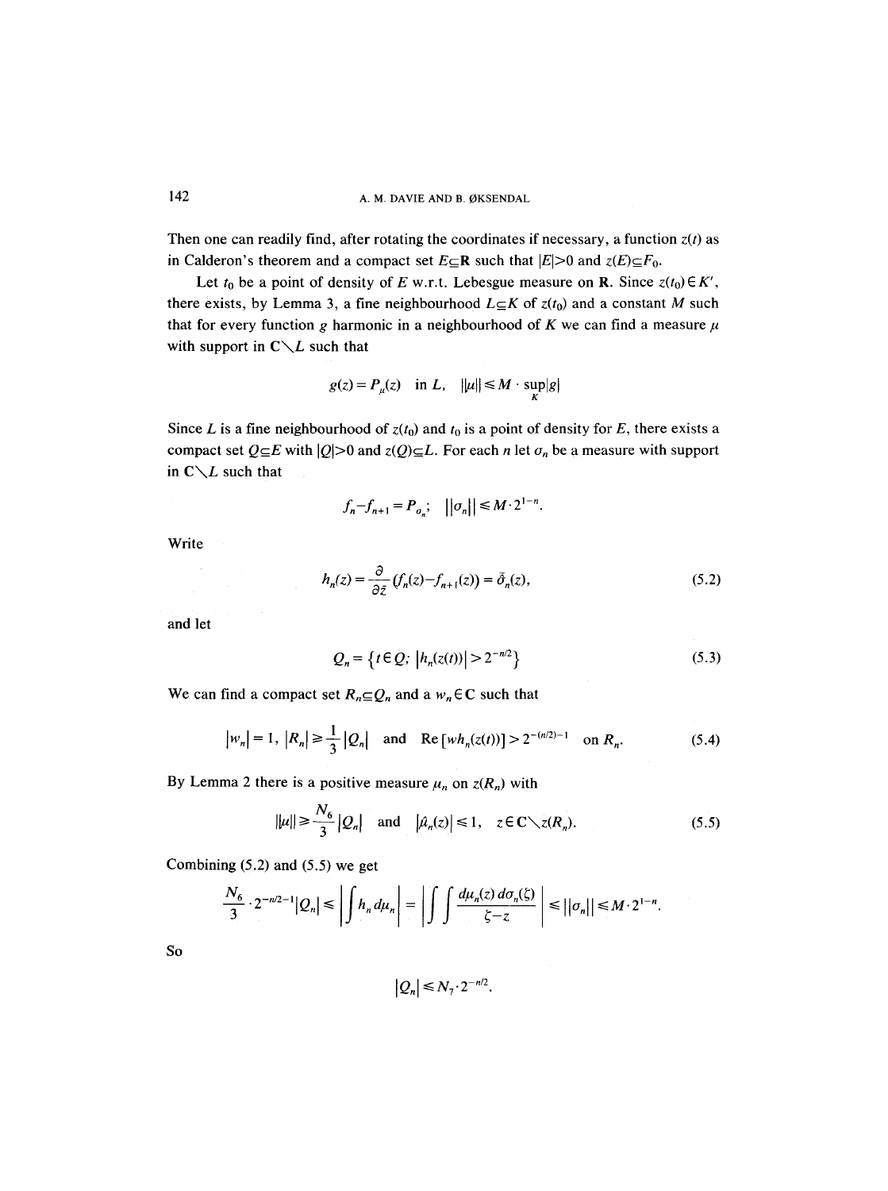Then one can readily find, after rotating the coordinates if necessary, a function $z(t)$ as in Calderon's theorem and a compact set $E \subseteq \mathbf{R}$ such that $|E|>0$ and $z(E) \subseteq F_0$.

Let $t_0$ be a point of density of $E$ w.r.t. Lebesgue measure on $\mathbf{R}$. Since $z(t_0) \in K'$, there exists, by Lemma 3, a fine neighbourhood $L \subseteq K$ of $z(t_0)$ and a constant $M$ such that for every function $g$ harmonic in a neighbourhood of $K$ we can find a measure $\mu$ with support in $\mathbf{C} \setminus L$ such that

$$g(z) = P_\mu(z) \quad \text{in } L, \quad \|\mu\| \leq M \cdot \sup_K |g|$$

Since $L$ is a fine neighbourhood of $z(t_0)$ and $t_0$ is a point of density for $E$, there exists a compact set $Q \subseteq E$ with $|Q|>0$ and $z(Q) \subseteq L$. For each $n$ let $\sigma_n$ be a measure with support in $\mathbf{C} \setminus L$ such that

$$f_n - f_{n+1} = P_{\sigma_n}; \quad \|\sigma_n\| \leq M \cdot 2^{1-n}.$$

Write

$$h_n(z) = \frac{\partial}{\partial \bar{z}}(f_n(z) - f_{n+1}(z)) = \hat{\sigma}_n(z), \tag{5.2}$$

and let

$$Q_n = \{t \in Q;\ |h_n(z(t))| > 2^{-n/2}\} \tag{5.3}$$

We can find a compact set $R_n \subseteq Q_n$ and a $w_n \in \mathbf{C}$ such that

$$|w_n| = 1, \ |R_n| \geq \frac{1}{3}|Q_n| \quad \text{and} \quad \operatorname{Re}[wh_n(z(t))] > 2^{-(n/2)-1} \quad \text{on } R_n. \tag{5.4}$$

By Lemma 2 there is a positive measure $\mu_n$ on $z(R_n)$ with

$$\|\mu\| \geq \frac{N_6}{3}|Q_n| \quad \text{and} \quad |\hat{\mu}_n(z)| \leq 1, \quad z \in \mathbf{C} \setminus z(R_n). \tag{5.5}$$

Combining (5.2) and (5.5) we get

$$\frac{N_6}{3} \cdot 2^{-n/2-1}|Q_n| \leq \left| \int h_n \, d\mu_n \right| = \left| \int \int \frac{d\mu_n(z)\, d\sigma_n(\zeta)}{\zeta - z} \right| \leq \|\sigma_n\| \leq M \cdot 2^{1-n}.$$

So

$$|Q_n| \leq N_7 \cdot 2^{-n/2}.$$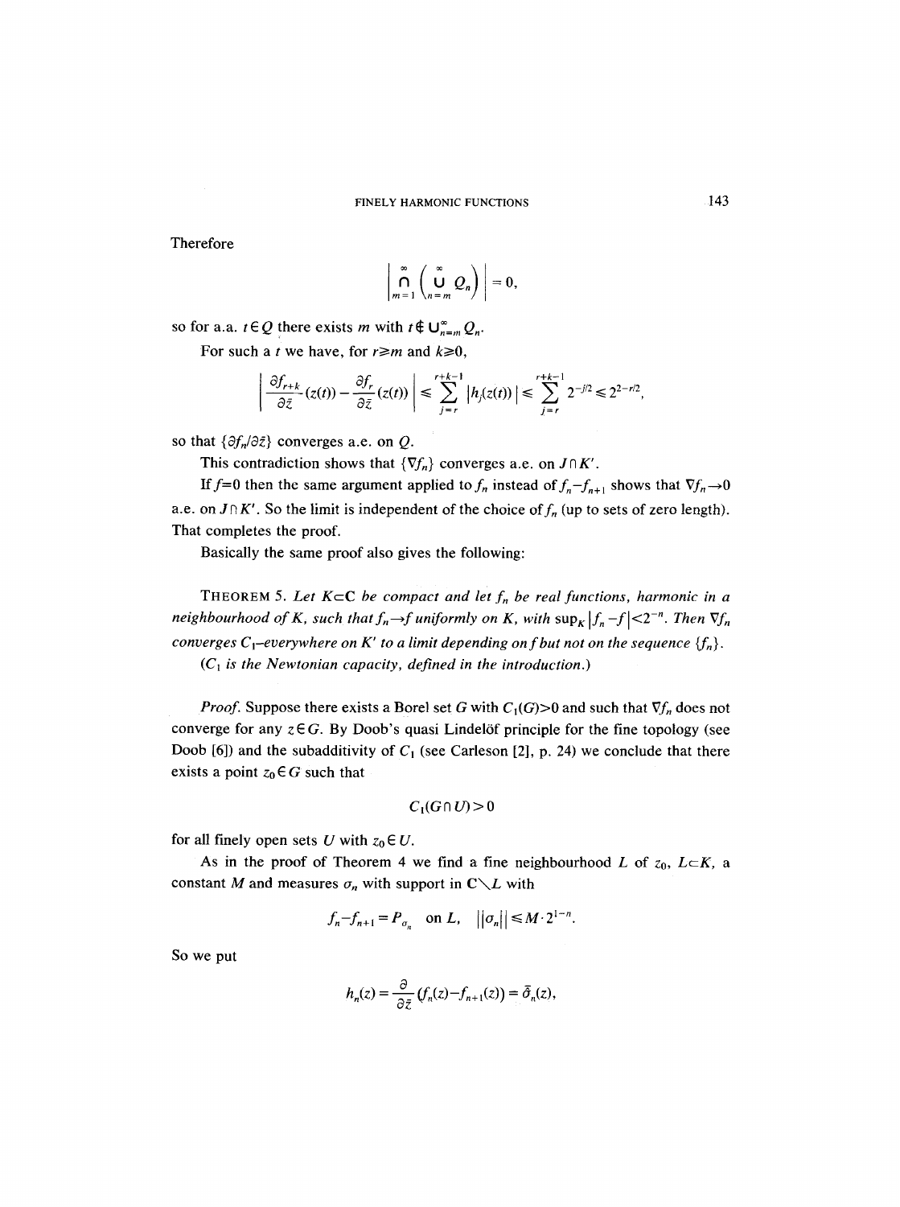Therefore

$$\left| \bigcap_{m=1}^{\infty} \left( \bigcup_{n=m}^{\infty} Q_n \right) \right| = 0,$$

so for a.a. $t \in Q$ there exists $m$ with $t \notin \bigcup_{n=m}^{\infty} Q_n$.

For such a $t$ we have, for $r \geq m$ and $k \geq 0$,

$$\left| \frac{\partial f_{r+k}}{\partial \bar{z}}(z(t)) - \frac{\partial f_r}{\partial \bar{z}}(z(t)) \right| \leq \sum_{j=r}^{r+k-1} |h_j(z(t))| \leq \sum_{j=r}^{r+k-1} 2^{-j/2} \leq 2^{2-r/2},$$

so that $\{\partial f_n / \partial \bar{z}\}$ converges a.e. on $Q$.

This contradiction shows that $\{\nabla f_n\}$ converges a.e. on $J \cap K'$.

If $f=0$ then the same argument applied to $f_n$ instead of $f_n - f_{n+1}$ shows that $\nabla f_n \to 0$ a.e. on $J \cap K'$. So the limit is independent of the choice of $f_n$ (up to sets of zero length). That completes the proof.

Basically the same proof also gives the following:

THEOREM 5. *Let $K \subset \mathbf{C}$ be compact and let $f_n$ be real functions, harmonic in a neighbourhood of $K$, such that $f_n \to f$ uniformly on $K$, with $\sup_K |f_n - f| < 2^{-n}$. Then $\nabla f_n$ converges $C_1$–everywhere on $K'$ to a limit depending on $f$ but not on the sequence $\{f_n\}$.*

*($C_1$ is the Newtonian capacity, defined in the introduction.)*

*Proof.* Suppose there exists a Borel set $G$ with $C_1(G) > 0$ and such that $\nabla f_n$ does not converge for any $z \in G$. By Doob's quasi Lindelöf principle for the fine topology (see Doob [6]) and the subadditivity of $C_1$ (see Carleson [2], p. 24) we conclude that there exists a point $z_0 \in G$ such that

$$C_1(G \cap U) > 0$$

for all finely open sets $U$ with $z_0 \in U$.

As in the proof of Theorem 4 we find a fine neighbourhood $L$ of $z_0$, $L \subset K$, a constant $M$ and measures $\sigma_n$ with support in $\mathbf{C} \setminus L$ with

$$f_n - f_{n+1} = P_{\sigma_n} \quad \text{on } L, \quad \|\sigma_n\| \leq M \cdot 2^{1-n}.$$

So we put

$$h_n(z) = \frac{\partial}{\partial \bar{z}} (f_n(z) - f_{n+1}(z)) = \bar{\delta}_n(z),$$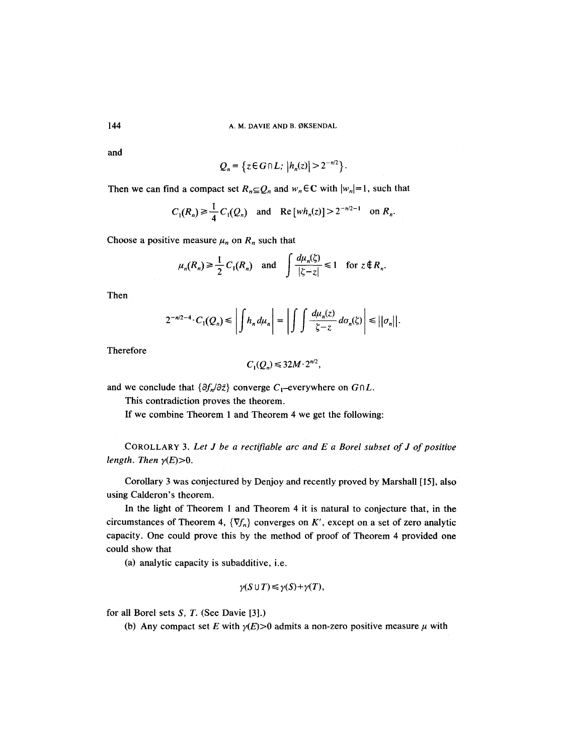and

$$Q_n = \{z \in G \cap L;\ |h_n(z)| > 2^{-n/2}\}.$$

Then we can find a compact set $R_n \subseteq Q_n$ and $w_n \in \mathbf{C}$ with $|w_n|=1$, such that

$$C_1(R_n) \geq \frac{1}{4} C_1(Q_n) \quad \text{and} \quad \operatorname{Re}[wh_n(z)] > 2^{-n/2-1} \quad \text{on } R_n.$$

Choose a positive measure $\mu_n$ on $R_n$ such that

$$\mu_n(R_n) \geq \frac{1}{2} C_1(R_n) \quad \text{and} \quad \int \frac{d\mu_n(\zeta)}{|\zeta - z|} \leq 1 \quad \text{for } z \notin R_n.$$

Then

$$2^{-n/2-4} \cdot C_1(Q_n) \leq \left| \int h_n \, d\mu_n \right| = \left| \int \int \frac{d\mu_n(z)}{\zeta - z} d\sigma_n(\zeta) \right| \leq \|\sigma_n\|.$$

Therefore

$$C_1(Q_n) \leq 32M \cdot 2^{n/2},$$

and we conclude that $\{\partial f_n / \partial \bar{z}\}$ converge $C_1$-everywhere on $G \cap L$.

This contradiction proves the theorem.

If we combine Theorem 1 and Theorem 4 we get the following:

COROLLARY 3. *Let $J$ be a rectifiable arc and $E$ a Borel subset of $J$ of positive length. Then $\gamma(E) > 0$.*

Corollary 3 was conjectured by Denjoy and recently proved by Marshall [15], also using Calderon's theorem.

In the light of Theorem 1 and Theorem 4 it is natural to conjecture that, in the circumstances of Theorem 4, $\{\nabla f_n\}$ converges on $K'$, except on a set of zero analytic capacity. One could prove this by the method of proof of Theorem 4 provided one could show that

(a) analytic capacity is subadditive, i.e.

$$\gamma(S \cup T) \leq \gamma(S) + \gamma(T),$$

for all Borel sets $S$, $T$. (See Davie [3].)

(b) Any compact set $E$ with $\gamma(E) > 0$ admits a non-zero positive measure $\mu$ with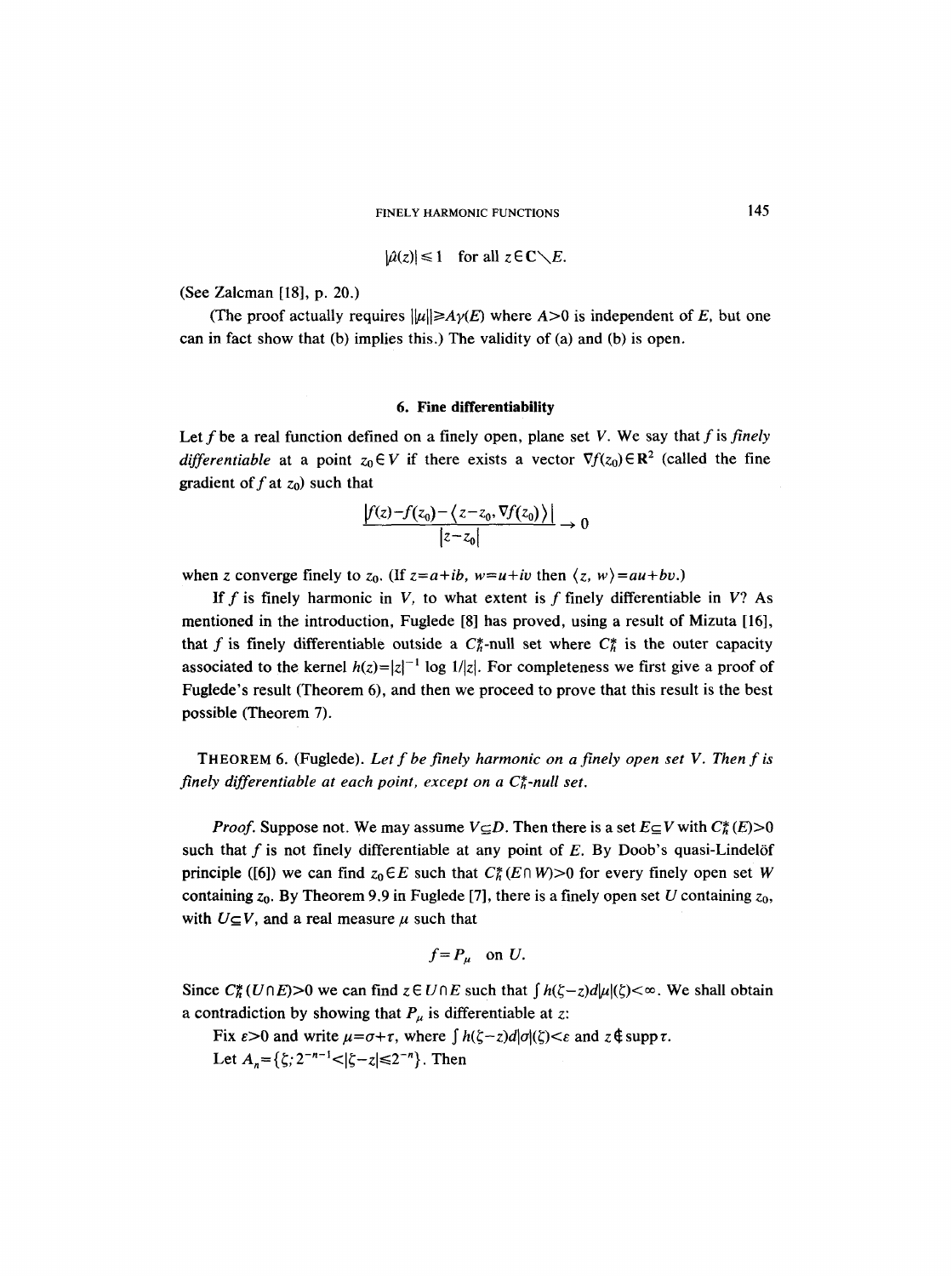$$|\hat{\mu}(z)| \leq 1 \quad \text{for all } z \in \mathbf{C} \setminus E.$$

(See Zalcman [18], p. 20.)

(The proof actually requires $\|\mu\| \geq A\gamma(E)$ where $A>0$ is independent of $E$, but one can in fact show that (b) implies this.) The validity of (a) and (b) is open.

## 6. Fine differentiability

Let $f$ be a real function defined on a finely open, plane set $V$. We say that $f$ is *finely differentiable* at a point $z_0 \in V$ if there exists a vector $\nabla f(z_0) \in \mathbf{R}^2$ (called the fine gradient of $f$ at $z_0$) such that

$$\frac{|f(z)-f(z_0)-\langle z-z_0, \nabla f(z_0)\rangle|}{|z-z_0|} \to 0$$

when $z$ converge finely to $z_0$. (If $z=a+ib$, $w=u+iv$ then $\langle z, w\rangle = au+bv$.)

If $f$ is finely harmonic in $V$, to what extent is $f$ finely differentiable in $V$? As mentioned in the introduction, Fuglede [8] has proved, using a result of Mizuta [16], that $f$ is finely differentiable outside a $C_h^*$-null set where $C_h^*$ is the outer capacity associated to the kernel $h(z)=|z|^{-1} \log 1/|z|$. For completeness we first give a proof of Fuglede's result (Theorem 6), and then we proceed to prove that this result is the best possible (Theorem 7).

THEOREM 6. (Fuglede). *Let $f$ be finely harmonic on a finely open set $V$. Then $f$ is finely differentiable at each point, except on a $C_h^*$-null set.*

*Proof.* Suppose not. We may assume $V \subseteq D$. Then there is a set $E \subseteq V$ with $C_h^*(E)>0$ such that $f$ is not finely differentiable at any point of $E$. By Doob's quasi-Lindelöf principle ([6]) we can find $z_0 \in E$ such that $C_h^*(E \cap W)>0$ for every finely open set $W$ containing $z_0$. By Theorem 9.9 in Fuglede [7], there is a finely open set $U$ containing $z_0$, with $U \subseteq V$, and a real measure $\mu$ such that

$$f = P_\mu \quad \text{on } U.$$

Since $C_h^*(U \cap E)>0$ we can find $z \in U \cap E$ such that $\int h(\zeta - z)\, d|\mu|(\zeta) < \infty$. We shall obtain a contradiction by showing that $P_\mu$ is differentiable at $z$:

Fix $\varepsilon>0$ and write $\mu = \sigma + \tau$, where $\int h(\zeta - z)\, d|\sigma|(\zeta) < \varepsilon$ and $z \notin \operatorname{supp} \tau$.

Let $A_n = \{\zeta;\, 2^{-n-1} < |\zeta - z| \leq 2^{-n}\}$. Then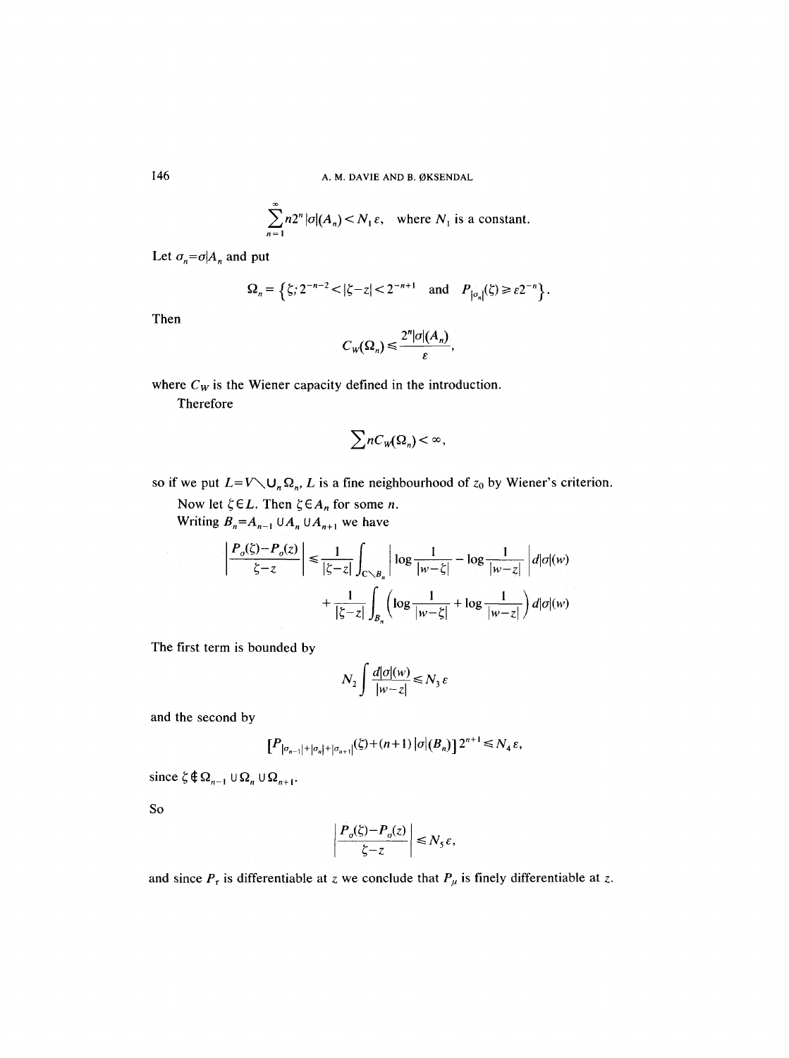$$\sum_{n=1}^{\infty} n2^n |\sigma|(A_n) < N_1 \varepsilon, \quad \text{where } N_1 \text{ is a constant.}$$

Let $\sigma_n = \sigma | A_n$ and put

$$\Omega_n = \left\{\zeta; 2^{-n-2} < |\zeta - z| < 2^{-n+1} \quad \text{and} \quad P_{|\sigma_n|}(\zeta) \geq \varepsilon 2^{-n}\right\}.$$

Then

$$C_W(\Omega_n) \leq \frac{2^n |\sigma|(A_n)}{\varepsilon},$$

where $C_W$ is the Wiener capacity defined in the introduction.

Therefore

$$\sum n C_W(\Omega_n) < \infty,$$

so if we put $L = V \setminus \bigcup_n \Omega_n$, $L$ is a fine neighbourhood of $z_0$ by Wiener's criterion.

Now let $\zeta \in L$. Then $\zeta \in A_n$ for some $n$.

Writing $B_n = A_{n-1} \cup A_n \cup A_{n+1}$ we have

$$\left| \frac{P_\sigma(\zeta) - P_\sigma(z)}{\zeta - z} \right| \leq \frac{1}{|\zeta - z|} \int_{C \setminus B_n} \left| \log \frac{1}{|w - \zeta|} - \log \frac{1}{|w - z|} \right| d|\sigma|(w)$$

$$+ \frac{1}{|\zeta - z|} \int_{B_n} \left( \log \frac{1}{|w - \zeta|} + \log \frac{1}{|w - z|} \right) d|\sigma|(w)$$

The first term is bounded by

$$N_2 \int \frac{d|\sigma|(w)}{|w - z|} \leq N_3 \varepsilon$$

and the second by

$$\left[P_{|\sigma_{n-1}| + |\sigma_n| + |\sigma_{n+1}|}(\zeta) + (n+1)\, |\sigma|(B_n)\right] 2^{n+1} \leq N_4 \varepsilon,$$

since $\zeta \notin \Omega_{n-1} \cup \Omega_n \cup \Omega_{n+1}$.

So

$$\left| \frac{P_\sigma(\zeta) - P_\sigma(z)}{\zeta - z} \right| \leq N_5 \varepsilon,$$

and since $P_\tau$ is differentiable at $z$ we conclude that $P_\mu$ is finely differentiable at $z$.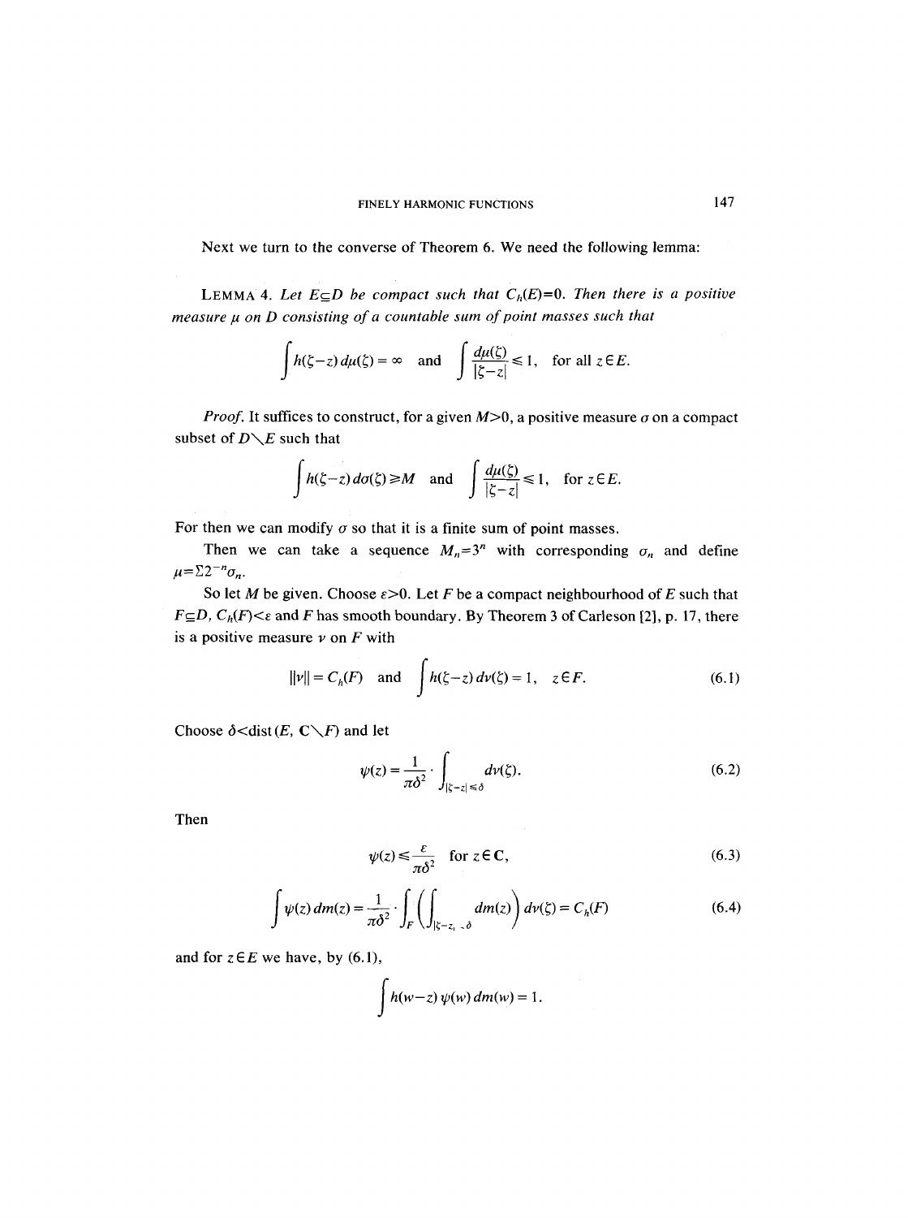Next we turn to the converse of Theorem 6. We need the following lemma:

LEMMA 4. *Let $E\subseteq D$ be compact such that $C_h(E)=0$. Then there is a positive measure $\mu$ on $D$ consisting of a countable sum of point masses such that*

$$\int h(\zeta-z)\,d\mu(\zeta)=\infty \quad \text{and} \quad \int \frac{d\mu(\zeta)}{|\zeta-z|}\leqslant 1, \quad \text{for all } z\in E.$$

*Proof.* It suffices to construct, for a given $M>0$, a positive measure $\sigma$ on a compact subset of $D\setminus E$ such that

$$\int h(\zeta-z)\,d\sigma(\zeta)\geqslant M \quad \text{and} \quad \int \frac{d\mu(\zeta)}{|\zeta-z|}\leqslant 1, \quad \text{for } z\in E.$$

For then we can modify $\sigma$ so that it is a finite sum of point masses.

Then we can take a sequence $M_n=3^n$ with corresponding $\sigma_n$ and define $\mu=\Sigma 2^{-n}\sigma_n$.

So let $M$ be given. Choose $\varepsilon>0$. Let $F$ be a compact neighbourhood of $E$ such that $F\subseteq D$, $C_h(F)<\varepsilon$ and $F$ has smooth boundary. By Theorem 3 of Carleson [2], p. 17, there is a positive measure $\nu$ on $F$ with

$$\|\nu\|=C_h(F) \quad \text{and} \quad \int h(\zeta-z)\,d\nu(\zeta)=1, \quad z\in F. \tag{6.1}$$

Choose $\delta<\operatorname{dist}(E,\mathbf{C}\setminus F)$ and let

$$\psi(z)=\frac{1}{\pi\delta^2}\cdot\int_{|\zeta-z|\leqslant\delta} d\nu(\zeta). \tag{6.2}$$

Then

$$\psi(z)\leqslant\frac{\varepsilon}{\pi\delta^2} \quad \text{for } z\in\mathbf{C}, \tag{6.3}$$

$$\int\psi(z)\,dm(z)=\frac{1}{\pi\delta^2}\cdot\int_F\left(\int_{|\zeta-z|\leqslant\delta} dm(z)\right)d\nu(\zeta)=C_h(F) \tag{6.4}$$

and for $z\in E$ we have, by (6.1),

$$\int h(w-z)\,\psi(w)\,dm(w)=1.$$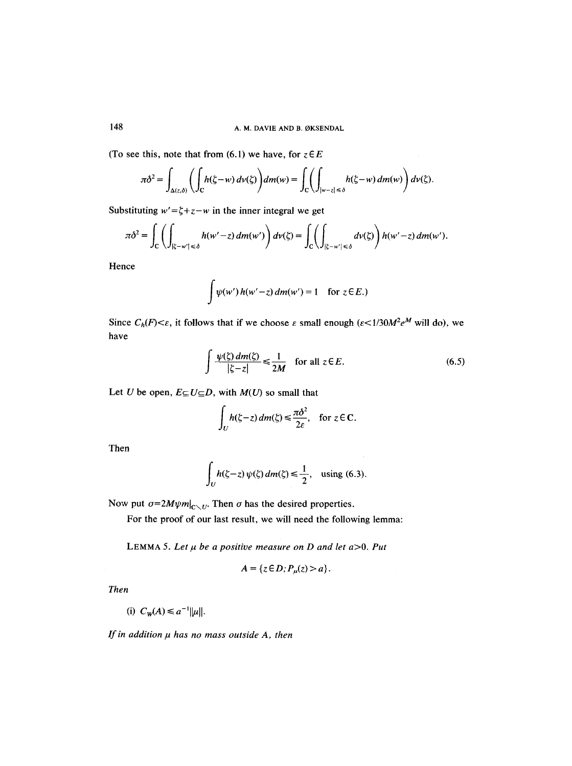(To see this, note that from (6.1) we have, for $z \in E$

$$\pi\delta^2 = \int_{\Delta(z,\delta)} \left( \int_{\mathbf{C}} h(\zeta - w)\, d\nu(\zeta) \right) dm(w) = \int_{\mathbf{C}} \left( \int_{|w-z| \leq \delta} h(\zeta - w)\, dm(w) \right) d\nu(\zeta).$$

Substituting $w' = \zeta + z - w$ in the inner integral we get

$$\pi\delta^2 = \int_{\mathbf{C}} \left( \int_{|\zeta - w'| \leq \delta} h(w' - z)\, dm(w') \right) d\nu(\zeta) = \int_{\mathbf{C}} \left( \int_{|\zeta - w'| \leq \delta} d\nu(\zeta) \right) h(w' - z)\, dm(w').$$

Hence

$$\int \psi(w')\, h(w' - z)\, dm(w') = 1 \quad \text{for } z \in E.)$$

Since $C_h(F) < \varepsilon$, it follows that if we choose $\varepsilon$ small enough ($\varepsilon < 1/30M^2 e^M$ will do), we have

$$\int \frac{\psi(\zeta)\, dm(\zeta)}{|\zeta - z|} \leq \frac{1}{2M} \quad \text{for all } z \in E. \tag{6.5}$$

Let $U$ be open, $E \subseteq U \subseteq D$, with $M(U)$ so small that

$$\int_U h(\zeta - z)\, dm(\zeta) \leq \frac{\pi\delta^2}{2\varepsilon}, \quad \text{for } z \in \mathbf{C}.$$

Then

$$\int_U h(\zeta - z)\, \psi(\zeta)\, dm(\zeta) \leq \frac{1}{2}, \quad \text{using (6.3).}$$

Now put $\sigma = 2M\psi m|_{\mathbf{C} \setminus U}$. Then $\sigma$ has the desired properties.

For the proof of our last result, we will need the following lemma:

LEMMA 5. *Let $\mu$ be a positive measure on $D$ and let $a > 0$. Put*

$$A = \{z \in D; P_\mu(z) > a\}.$$

*Then*

(i) $C_W(A) \leq a^{-1} \|\mu\|$.

*If in addition $\mu$ has no mass outside $A$, then*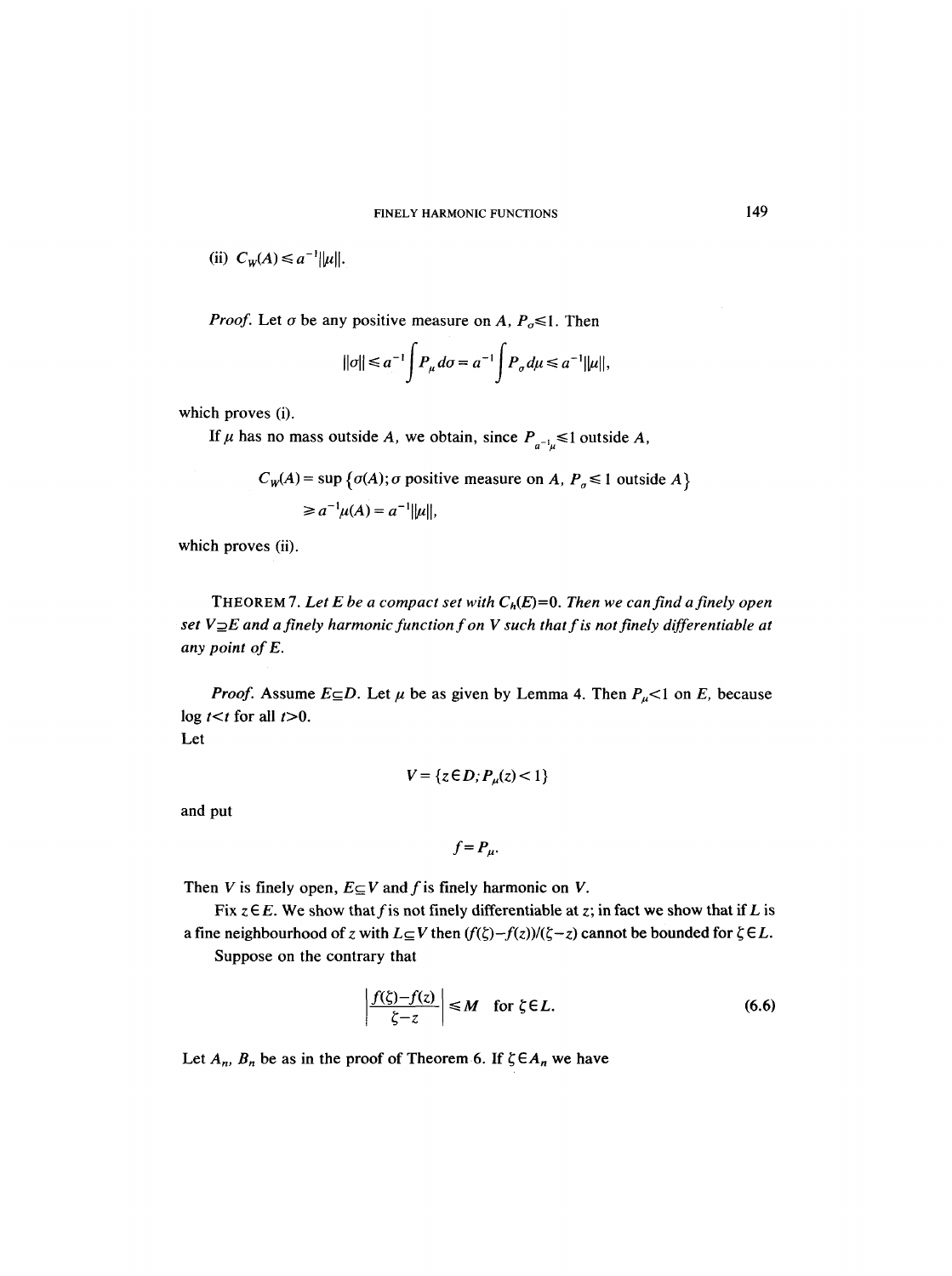(ii) $C_W(A) \leqslant a^{-1}\|\mu\|$.

*Proof.* Let $\sigma$ be any positive measure on $A$, $P_\sigma \leqslant 1$. Then

$$\|\sigma\| \leqslant a^{-1}\int P_\mu \, d\sigma = a^{-1}\int P_\sigma \, d\mu \leqslant a^{-1}\|\mu\|,$$

which proves (i).

If $\mu$ has no mass outside $A$, we obtain, since $P_{a^{-1}\mu} \leqslant 1$ outside $A$,

$$\begin{aligned} C_W(A) &= \sup\{\sigma(A); \sigma \text{ positive measure on } A,\ P_\sigma \leqslant 1 \text{ outside } A\} \\ &\geqslant a^{-1}\mu(A) = a^{-1}\|\mu\|, \end{aligned}$$

which proves (ii).

THEOREM 7. *Let $E$ be a compact set with $C_h(E)=0$. Then we can find a finely open set $V \supseteq E$ and a finely harmonic function $f$ on $V$ such that $f$ is not finely differentiable at any point of $E$.*

*Proof.* Assume $E \subseteq D$. Let $\mu$ be as given by Lemma 4. Then $P_\mu < 1$ on $E$, because $\log t < t$ for all $t > 0$.

Let

$$V = \{z \in D; P_\mu(z) < 1\}$$

and put

$$f = P_\mu.$$

Then $V$ is finely open, $E \subseteq V$ and $f$ is finely harmonic on $V$.

Fix $z \in E$. We show that $f$ is not finely differentiable at $z$; in fact we show that if $L$ is a fine neighbourhood of $z$ with $L \subseteq V$ then $(f(\zeta)-f(z))/(\zeta - z)$ cannot be bounded for $\zeta \in L$.

Suppose on the contrary that

$$\left| \frac{f(\zeta)-f(z)}{\zeta - z} \right| \leqslant M \quad \text{for } \zeta \in L. \tag{6.6}$$

Let $A_n$, $B_n$ be as in the proof of Theorem 6. If $\zeta \in A_n$ we have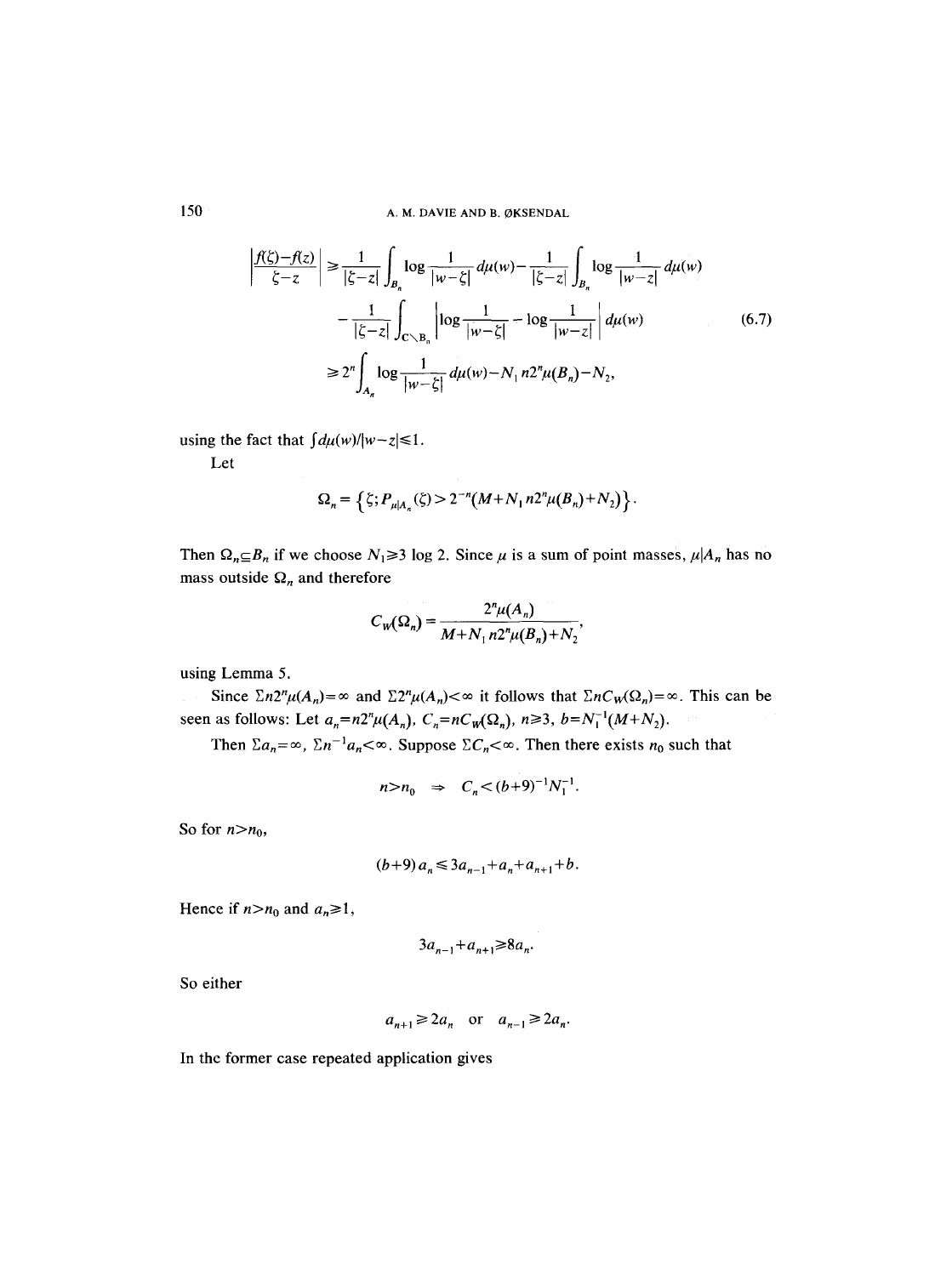$$
\begin{aligned}
\left|\frac{f(\zeta)-f(z)}{\zeta-z}\right| &\geqslant \frac{1}{|\zeta-z|}\int_{B_n} \log\frac{1}{|w-\zeta|}\,d\mu(w) - \frac{1}{|\zeta-z|}\int_{B_n} \log\frac{1}{|w-z|}\,d\mu(w) \\
&\quad - \frac{1}{|\zeta-z|}\int_{C\setminus B_n} \left|\log\frac{1}{|w-\zeta|} - \log\frac{1}{|w-z|}\right| d\mu(w) \\
&\geqslant 2^n \int_{A_n} \log\frac{1}{|w-\zeta|}\,d\mu(w) - N_1\, n2^n\mu(B_n) - N_2,
\end{aligned} \tag{6.7}
$$

using the fact that $\int d\mu(w)/|w-z| \leqslant 1$.

Let

$$\Omega_n = \left\{\zeta; P_{\mu|A_n}(\zeta) > 2^{-n}(M + N_1\, n2^n\mu(B_n) + N_2)\right\}.$$

Then $\Omega_n \subseteq B_n$ if we choose $N_1 \geqslant 3 \log 2$. Since $\mu$ is a sum of point masses, $\mu|A_n$ has no mass outside $\Omega_n$ and therefore

$$C_W(\Omega_n) = \frac{2^n\mu(A_n)}{M + N_1\, n2^n\mu(B_n) + N_2},$$

using Lemma 5.

Since $\Sigma n2^n\mu(A_n) = \infty$ and $\Sigma 2^n\mu(A_n) < \infty$ it follows that $\Sigma n C_W(\Omega_n) = \infty$. This can be seen as follows: Let $a_n = n2^n\mu(A_n)$, $C_n = nC_W(\Omega_n)$, $n \geqslant 3$, $b = N_1^{-1}(M + N_2)$.

Then $\Sigma a_n = \infty$, $\Sigma n^{-1}a_n < \infty$. Suppose $\Sigma C_n < \infty$. Then there exists $n_0$ such that

$$n > n_0 \;\Rightarrow\; C_n < (b+9)^{-1}N_1^{-1}.$$

So for $n > n_0$,

$$(b+9)\,a_n \leqslant 3a_{n-1} + a_n + a_{n+1} + b.$$

Hence if $n > n_0$ and $a_n \geqslant 1$,

$$3a_{n-1} + a_{n+1} \geqslant 8a_n.$$

So either

$$a_{n+1} \geqslant 2a_n \quad \text{or} \quad a_{n-1} \geqslant 2a_n.$$

In the former case repeated application gives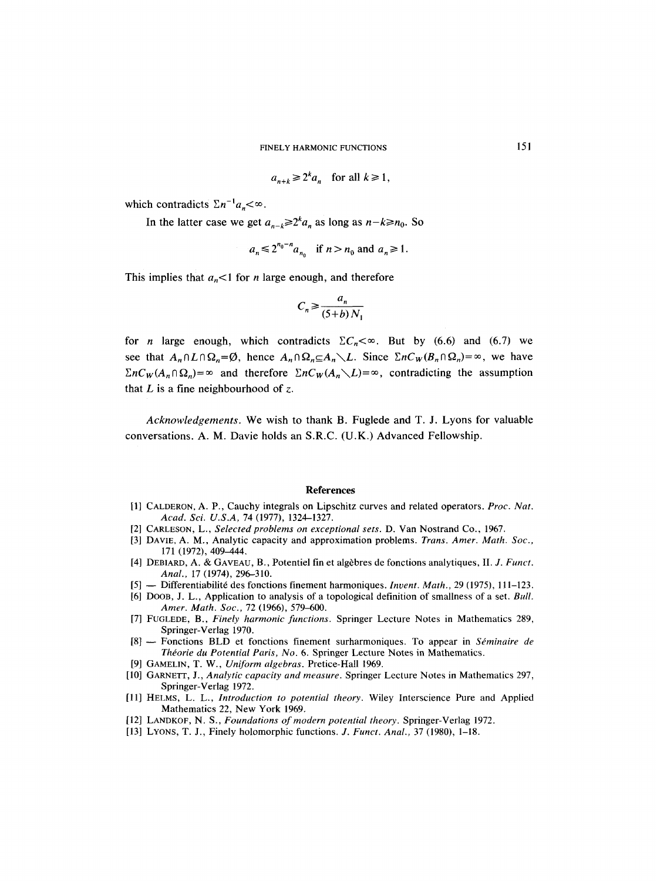$$a_{n+k} \geq 2^k a_n \quad \text{for all } k \geq 1,$$

which contradicts $\Sigma n^{-1} a_n < \infty$.

In the latter case we get $a_{n-k} \geq 2^k a_n$ as long as $n-k \geq n_0$. So

$$a_n \leq 2^{n_0 - n} a_{n_0} \quad \text{if } n > n_0 \text{ and } a_n \geq 1.$$

This implies that $a_n < 1$ for $n$ large enough, and therefore

$$C_n \geq \frac{a_n}{(5+b) N_1}$$

for $n$ large enough, which contradicts $\Sigma C_n < \infty$. But by (6.6) and (6.7) we see that $A_n \cap L \cap \Omega_n = \emptyset$, hence $A_n \cap \Omega_n \subseteq A_n \setminus L$. Since $\Sigma n C_W(B_n \cap \Omega_n) = \infty$, we have $\Sigma n C_W(A_n \cap \Omega_n) = \infty$ and therefore $\Sigma n C_W(A_n \setminus L) = \infty$, contradicting the assumption that $L$ is a fine neighbourhood of $z$.

*Acknowledgements.* We wish to thank B. Fuglede and T. J. Lyons for valuable conversations. A. M. Davie holds an S.R.C. (U.K.) Advanced Fellowship.

## References

[1] Calderon, A. P., Cauchy integrals on Lipschitz curves and related operators. *Proc. Nat. Acad. Sci. U.S.A*, 74 (1977), 1324–1327.

[2] Carleson, L., *Selected problems on exceptional sets*. D. Van Nostrand Co., 1967.

[3] Davie, A. M., Analytic capacity and approximation problems. *Trans. Amer. Math. Soc.*, 171 (1972), 409–444.

[4] Debiard, A. & Gaveau, B., Potentiel fin et algèbres de fonctions analytiques, II. *J. Funct. Anal.*, 17 (1974), 296–310.

[5] — Differentiabilité des fonctions finement harmoniques. *Invent. Math.*, 29 (1975), 111–123.

[6] Doob, J. L., Application to analysis of a topological definition of smallness of a set. *Bull. Amer. Math. Soc.*, 72 (1966), 579–600.

[7] Fuglede, B., *Finely harmonic functions*. Springer Lecture Notes in Mathematics 289, Springer-Verlag 1970.

[8] — Fonctions BLD et fonctions finement surharmoniques. To appear in *Séminaire de Théorie du Potential Paris, No.* 6. Springer Lecture Notes in Mathematics.

[9] Gamelin, T. W., *Uniform algebras*. Pretice-Hall 1969.

[10] Garnett, J., *Analytic capacity and measure*. Springer Lecture Notes in Mathematics 297, Springer-Verlag 1972.

[11] Helms, L. L., *Introduction to potential theory*. Wiley Interscience Pure and Applied Mathematics 22, New York 1969.

[12] Landkof, N. S., *Foundations of modern potential theory*. Springer-Verlag 1972.

[13] Lyons, T. J., Finely holomorphic functions. *J. Funct. Anal.*, 37 (1980), 1–18.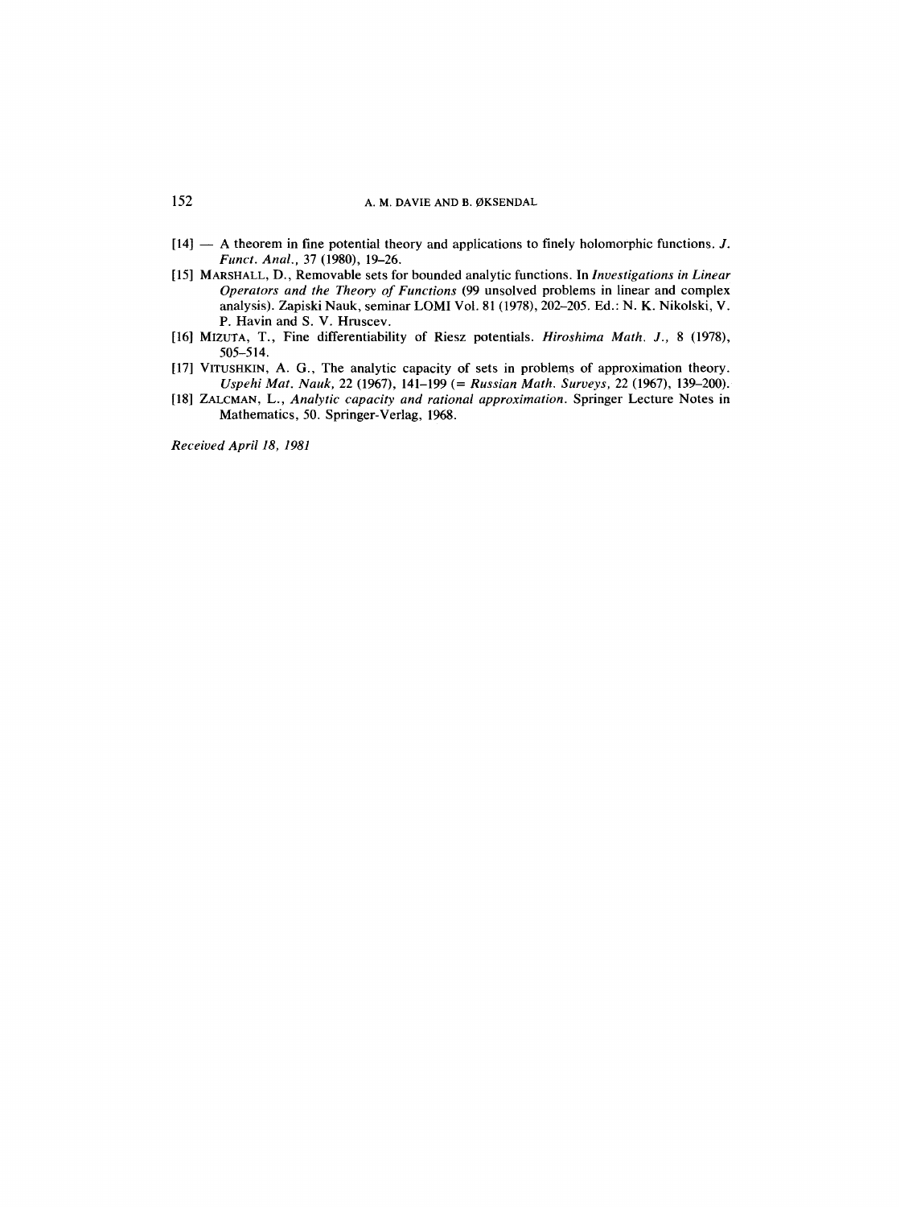[14] — A theorem in fine potential theory and applications to finely holomorphic functions. *J. Funct. Anal.*, 37 (1980), 19–26.

[15] MARSHALL, D., Removable sets for bounded analytic functions. In *Investigations in Linear Operators and the Theory of Functions* (99 unsolved problems in linear and complex analysis). Zapiski Nauk, seminar LOMI Vol. 81 (1978), 202–205. Ed.: N. K. Nikolski, V. P. Havin and S. V. Hruscev.

[16] MIZUTA, T., Fine differentiability of Riesz potentials. *Hiroshima Math. J.*, 8 (1978), 505–514.

[17] VITUSHKIN, A. G., The analytic capacity of sets in problems of approximation theory. *Uspehi Mat. Nauk*, 22 (1967), 141–199 (= *Russian Math. Surveys*, 22 (1967), 139–200).

[18] ZALCMAN, L., *Analytic capacity and rational approximation*. Springer Lecture Notes in Mathematics, 50. Springer-Verlag, 1968.

*Received April 18, 1981*